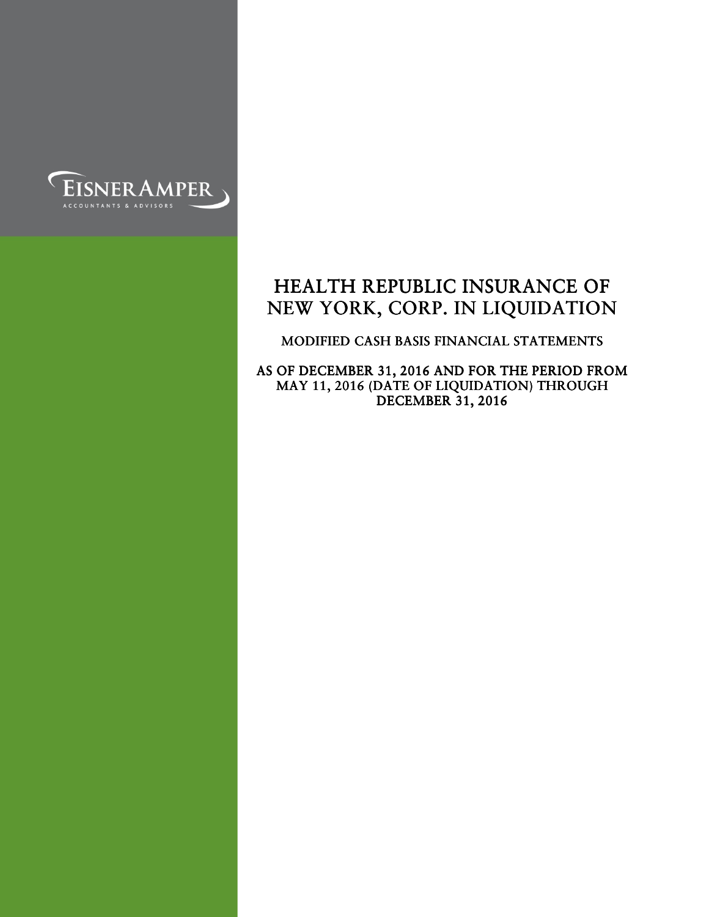EISNERAMPER
ACCOUNTANTS & ADVISORS

# HEALTH REPUBLIC INSURANCE OF NEW YORK, CORP. IN LIQUIDATION

## MODIFIED CASH BASIS FINANCIAL STATEMENTS

### AS OF DECEMBER 31, 2016 AND FOR THE PERIOD FROM MAY 11, 2016 (DATE OF LIQUIDATION) THROUGH DECEMBER 31, 2016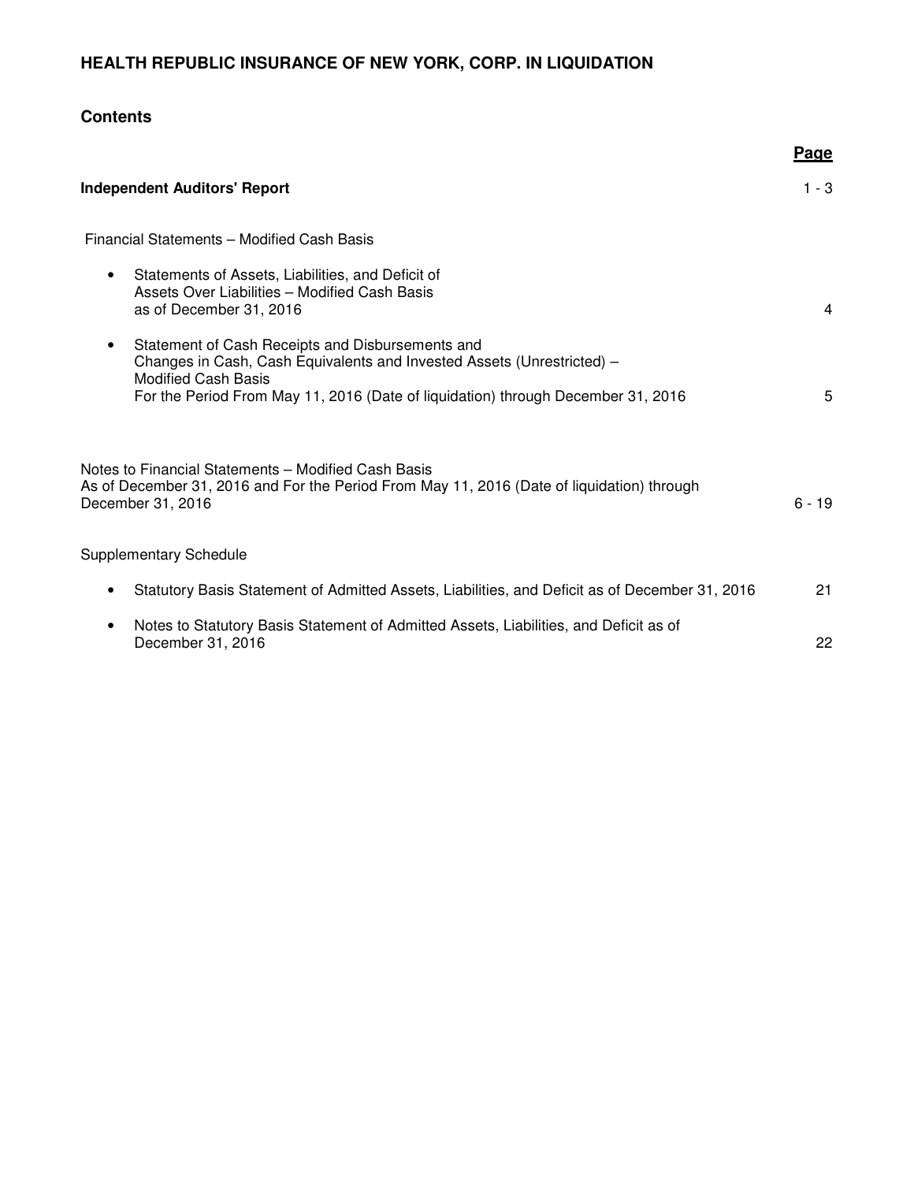# HEALTH REPUBLIC INSURANCE OF NEW YORK, CORP. IN LIQUIDATION

## Contents

| | Page |
|---|---|
| **Independent Auditors' Report** | 1 - 3 |
| Financial Statements – Modified Cash Basis | |
| • Statements of Assets, Liabilities, and Deficit of Assets Over Liabilities – Modified Cash Basis as of December 31, 2016 | 4 |
| • Statement of Cash Receipts and Disbursements and Changes in Cash, Cash Equivalents and Invested Assets (Unrestricted) – Modified Cash Basis For the Period From May 11, 2016 (Date of liquidation) through December 31, 2016 | 5 |
| Notes to Financial Statements – Modified Cash Basis As of December 31, 2016 and For the Period From May 11, 2016 (Date of liquidation) through December 31, 2016 | 6 - 19 |
| Supplementary Schedule | |
| • Statutory Basis Statement of Admitted Assets, Liabilities, and Deficit as of December 31, 2016 | 21 |
| • Notes to Statutory Basis Statement of Admitted Assets, Liabilities, and Deficit as of December 31, 2016 | 22 |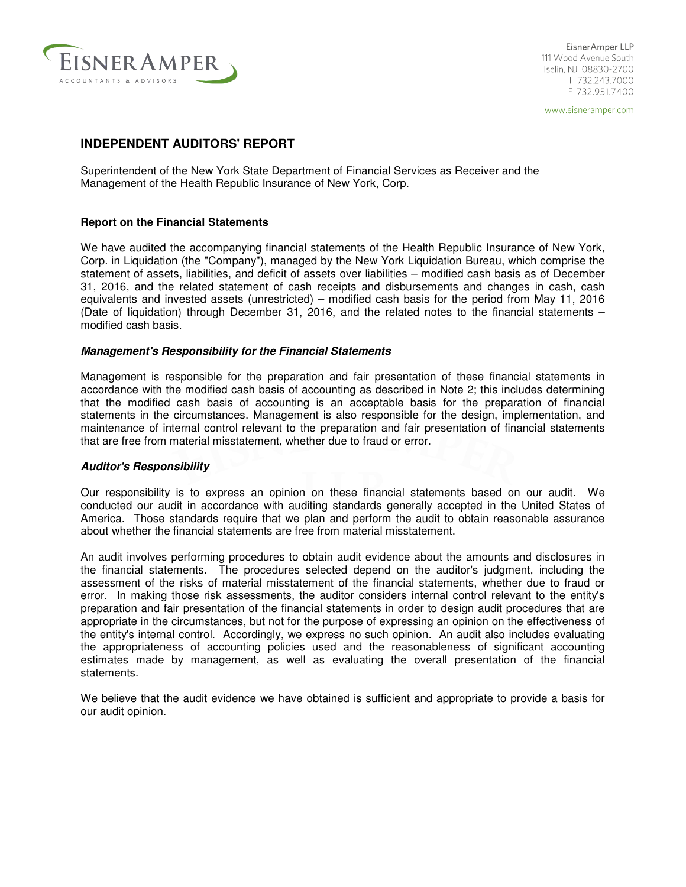EisnerAmper LLP
111 Wood Avenue South
Iselin, NJ 08830-2700
T 732.243.7000
F 732.951.7400

www.eisneramper.com

## INDEPENDENT AUDITORS' REPORT

Superintendent of the New York State Department of Financial Services as Receiver and the Management of the Health Republic Insurance of New York, Corp.

### Report on the Financial Statements

We have audited the accompanying financial statements of the Health Republic Insurance of New York, Corp. in Liquidation (the "Company"), managed by the New York Liquidation Bureau, which comprise the statement of assets, liabilities, and deficit of assets over liabilities – modified cash basis as of December 31, 2016, and the related statement of cash receipts and disbursements and changes in cash, cash equivalents and invested assets (unrestricted) – modified cash basis for the period from May 11, 2016 (Date of liquidation) through December 31, 2016, and the related notes to the financial statements – modified cash basis.

***Management's Responsibility for the Financial Statements***

Management is responsible for the preparation and fair presentation of these financial statements in accordance with the modified cash basis of accounting as described in Note 2; this includes determining that the modified cash basis of accounting is an acceptable basis for the preparation of financial statements in the circumstances. Management is also responsible for the design, implementation, and maintenance of internal control relevant to the preparation and fair presentation of financial statements that are free from material misstatement, whether due to fraud or error.

***Auditor's Responsibility***

Our responsibility is to express an opinion on these financial statements based on our audit. We conducted our audit in accordance with auditing standards generally accepted in the United States of America. Those standards require that we plan and perform the audit to obtain reasonable assurance about whether the financial statements are free from material misstatement.

An audit involves performing procedures to obtain audit evidence about the amounts and disclosures in the financial statements. The procedures selected depend on the auditor's judgment, including the assessment of the risks of material misstatement of the financial statements, whether due to fraud or error. In making those risk assessments, the auditor considers internal control relevant to the entity's preparation and fair presentation of the financial statements in order to design audit procedures that are appropriate in the circumstances, but not for the purpose of expressing an opinion on the effectiveness of the entity's internal control. Accordingly, we express no such opinion. An audit also includes evaluating the appropriateness of accounting policies used and the reasonableness of significant accounting estimates made by management, as well as evaluating the overall presentation of the financial statements.

We believe that the audit evidence we have obtained is sufficient and appropriate to provide a basis for our audit opinion.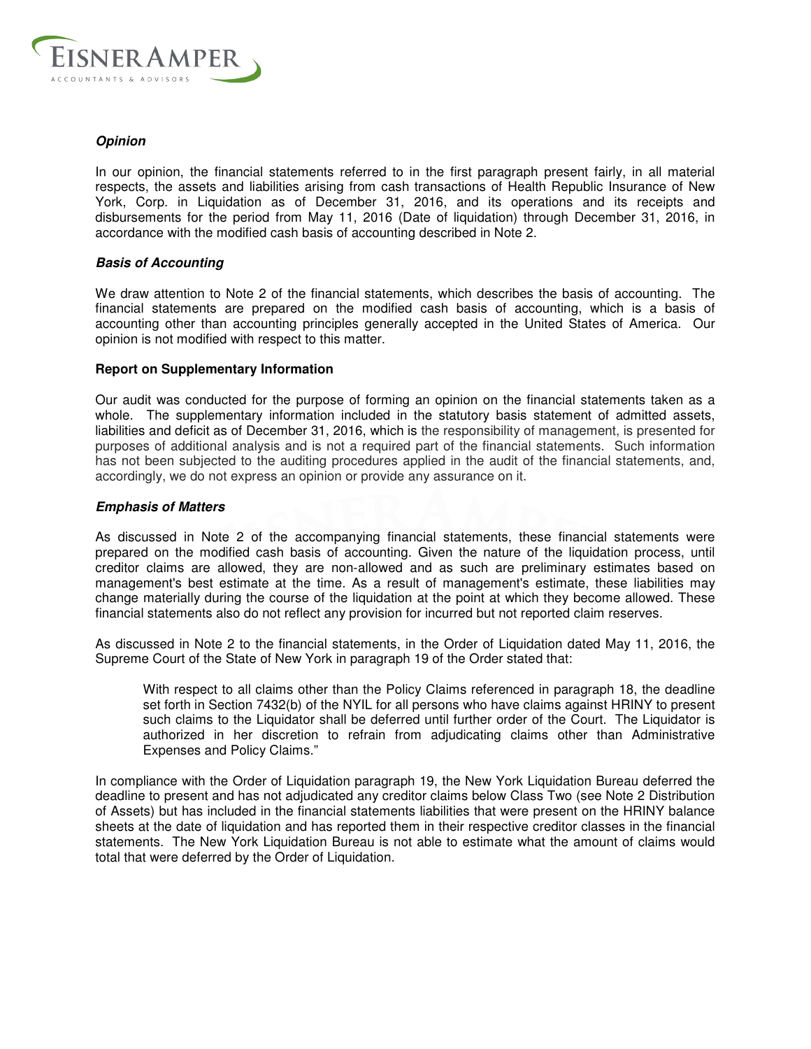***Opinion***

In our opinion, the financial statements referred to in the first paragraph present fairly, in all material respects, the assets and liabilities arising from cash transactions of Health Republic Insurance of New York, Corp. in Liquidation as of December 31, 2016, and its operations and its receipts and disbursements for the period from May 11, 2016 (Date of liquidation) through December 31, 2016, in accordance with the modified cash basis of accounting described in Note 2.

***Basis of Accounting***

We draw attention to Note 2 of the financial statements, which describes the basis of accounting. The financial statements are prepared on the modified cash basis of accounting, which is a basis of accounting other than accounting principles generally accepted in the United States of America. Our opinion is not modified with respect to this matter.

**Report on Supplementary Information**

Our audit was conducted for the purpose of forming an opinion on the financial statements taken as a whole. The supplementary information included in the statutory basis statement of admitted assets, liabilities and deficit as of December 31, 2016, which is the responsibility of management, is presented for purposes of additional analysis and is not a required part of the financial statements. Such information has not been subjected to the auditing procedures applied in the audit of the financial statements, and, accordingly, we do not express an opinion or provide any assurance on it.

***Emphasis of Matters***

As discussed in Note 2 of the accompanying financial statements, these financial statements were prepared on the modified cash basis of accounting. Given the nature of the liquidation process, until creditor claims are allowed, they are non-allowed and as such are preliminary estimates based on management's best estimate at the time. As a result of management's estimate, these liabilities may change materially during the course of the liquidation at the point at which they become allowed. These financial statements also do not reflect any provision for incurred but not reported claim reserves.

As discussed in Note 2 to the financial statements, in the Order of Liquidation dated May 11, 2016, the Supreme Court of the State of New York in paragraph 19 of the Order stated that:

> With respect to all claims other than the Policy Claims referenced in paragraph 18, the deadline set forth in Section 7432(b) of the NYIL for all persons who have claims against HRINY to present such claims to the Liquidator shall be deferred until further order of the Court. The Liquidator is authorized in her discretion to refrain from adjudicating claims other than Administrative Expenses and Policy Claims."

In compliance with the Order of Liquidation paragraph 19, the New York Liquidation Bureau deferred the deadline to present and has not adjudicated any creditor claims below Class Two (see Note 2 Distribution of Assets) but has included in the financial statements liabilities that were present on the HRINY balance sheets at the date of liquidation and has reported them in their respective creditor classes in the financial statements. The New York Liquidation Bureau is not able to estimate what the amount of claims would total that were deferred by the Order of Liquidation.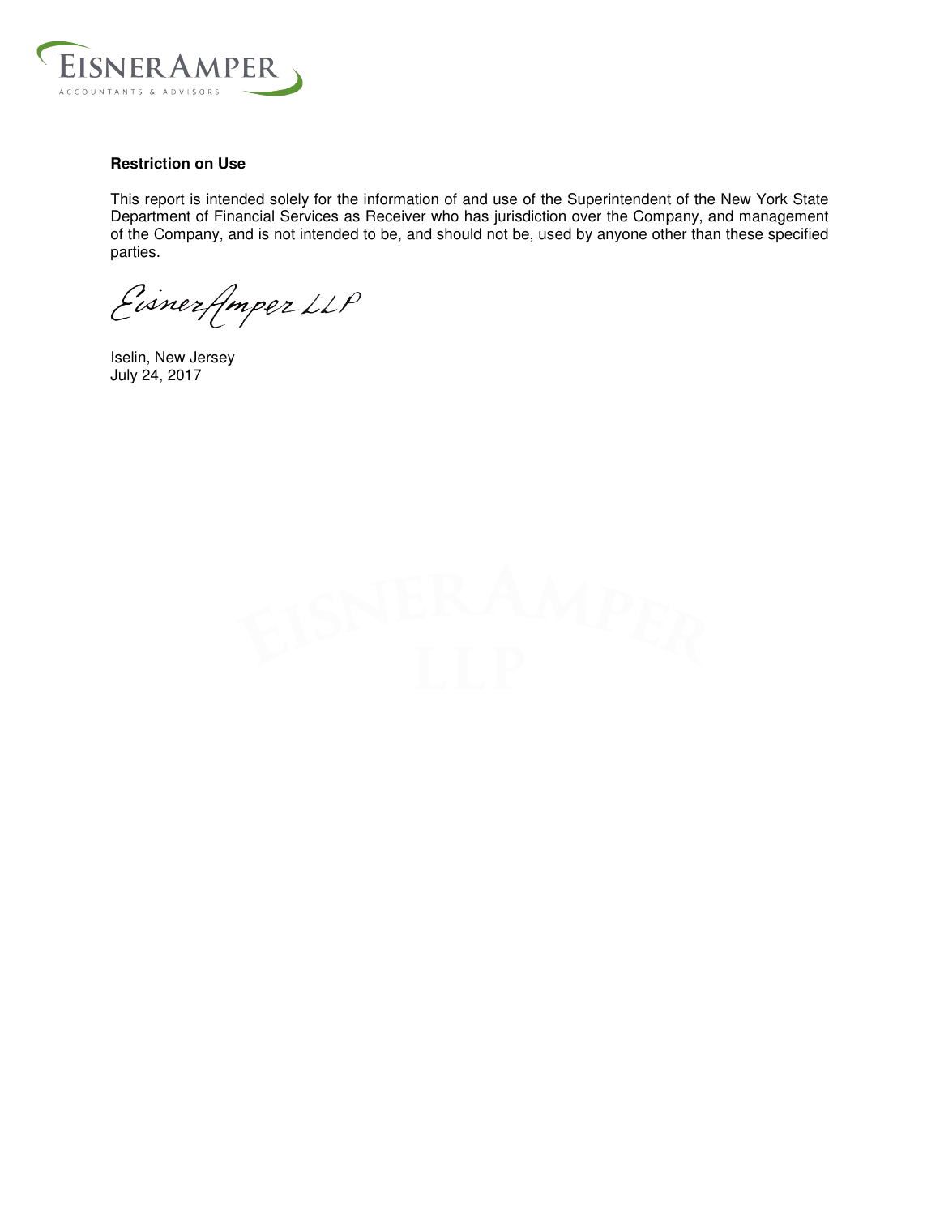**Restriction on Use**

This report is intended solely for the information of and use of the Superintendent of the New York State Department of Financial Services as Receiver who has jurisdiction over the Company, and management of the Company, and is not intended to be, and should not be, used by anyone other than these specified parties.

EisnerAmper LLP

Iselin, New Jersey
July 24, 2017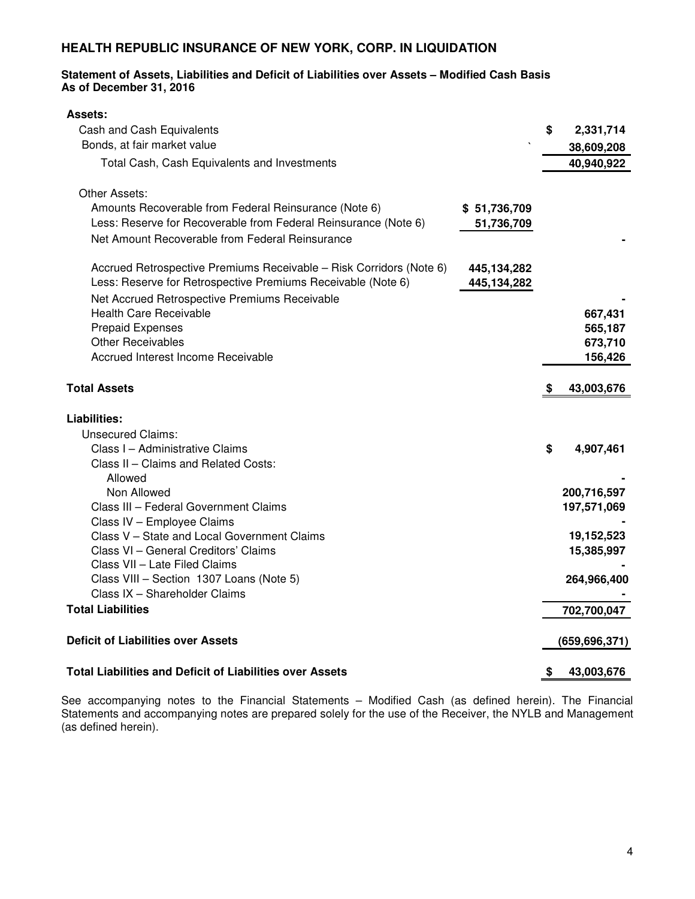# HEALTH REPUBLIC INSURANCE OF NEW YORK, CORP. IN LIQUIDATION

**Statement of Assets, Liabilities and Deficit of Liabilities over Assets – Modified Cash Basis**
**As of December 31, 2016**

| | | |
|---|---|---|
| **Assets:** | | |
| Cash and Cash Equivalents | | $ 2,331,714 |
| Bonds, at fair market value | ` | 38,609,208 |
| Total Cash, Cash Equivalents and Investments | | 40,940,922 |
| | | |
| Other Assets: | | |
| Amounts Recoverable from Federal Reinsurance (Note 6) | $ 51,736,709 | |
| Less: Reserve for Recoverable from Federal Reinsurance (Note 6) | 51,736,709 | |
| Net Amount Recoverable from Federal Reinsurance | | - |
| | | |
| Accrued Retrospective Premiums Receivable – Risk Corridors (Note 6) | 445,134,282 | |
| Less: Reserve for Retrospective Premiums Receivable (Note 6) | 445,134,282 | |
| Net Accrued Retrospective Premiums Receivable | | - |
| Health Care Receivable | | 667,431 |
| Prepaid Expenses | | 565,187 |
| Other Receivables | | 673,710 |
| Accrued Interest Income Receivable | | 156,426 |
| | | |
| **Total Assets** | | **$ 43,003,676** |
| | | |
| **Liabilities:** | | |
| Unsecured Claims: | | |
| Class I – Administrative Claims | | $ 4,907,461 |
| Class II – Claims and Related Costs: | | |
| Allowed | | - |
| Non Allowed | | 200,716,597 |
| Class III – Federal Government Claims | | 197,571,069 |
| Class IV – Employee Claims | | - |
| Class V – State and Local Government Claims | | 19,152,523 |
| Class VI – General Creditors' Claims | | 15,385,997 |
| Class VII – Late Filed Claims | | - |
| Class VIII – Section 1307 Loans (Note 5) | | 264,966,400 |
| Class IX – Shareholder Claims | | - |
| **Total Liabilities** | | **702,700,047** |
| | | |
| **Deficit of Liabilities over Assets** | | **(659,696,371)** |
| | | |
| **Total Liabilities and Deficit of Liabilities over Assets** | | **$ 43,003,676** |

See accompanying notes to the Financial Statements – Modified Cash (as defined herein). The Financial Statements and accompanying notes are prepared solely for the use of the Receiver, the NYLB and Management (as defined herein).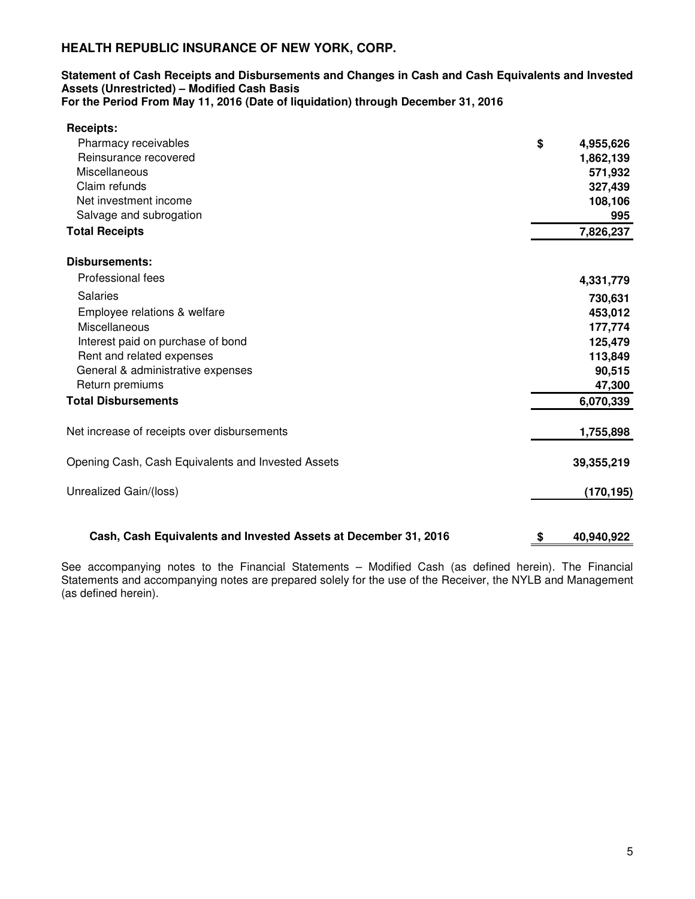# HEALTH REPUBLIC INSURANCE OF NEW YORK, CORP.

**Statement of Cash Receipts and Disbursements and Changes in Cash and Cash Equivalents and Invested Assets (Unrestricted) – Modified Cash Basis**
**For the Period From May 11, 2016 (Date of liquidation) through December 31, 2016**

| | |
|---|---|
| **Receipts:** | |
| Pharmacy receivables | **$ 4,955,626** |
| Reinsurance recovered | **1,862,139** |
| Miscellaneous | **571,932** |
| Claim refunds | **327,439** |
| Net investment income | **108,106** |
| Salvage and subrogation | **995** |
| **Total Receipts** | **7,826,237** |
| **Disbursements:** | |
| Professional fees | **4,331,779** |
| Salaries | **730,631** |
| Employee relations & welfare | **453,012** |
| Miscellaneous | **177,774** |
| Interest paid on purchase of bond | **125,479** |
| Rent and related expenses | **113,849** |
| General & administrative expenses | **90,515** |
| Return premiums | **47,300** |
| **Total Disbursements** | **6,070,339** |
| Net increase of receipts over disbursements | **1,755,898** |
| Opening Cash, Cash Equivalents and Invested Assets | **39,355,219** |
| Unrealized Gain/(loss) | **(170,195)** |
| **Cash, Cash Equivalents and Invested Assets at December 31, 2016** | **$ 40,940,922** |

See accompanying notes to the Financial Statements – Modified Cash (as defined herein). The Financial Statements and accompanying notes are prepared solely for the use of the Receiver, the NYLB and Management (as defined herein).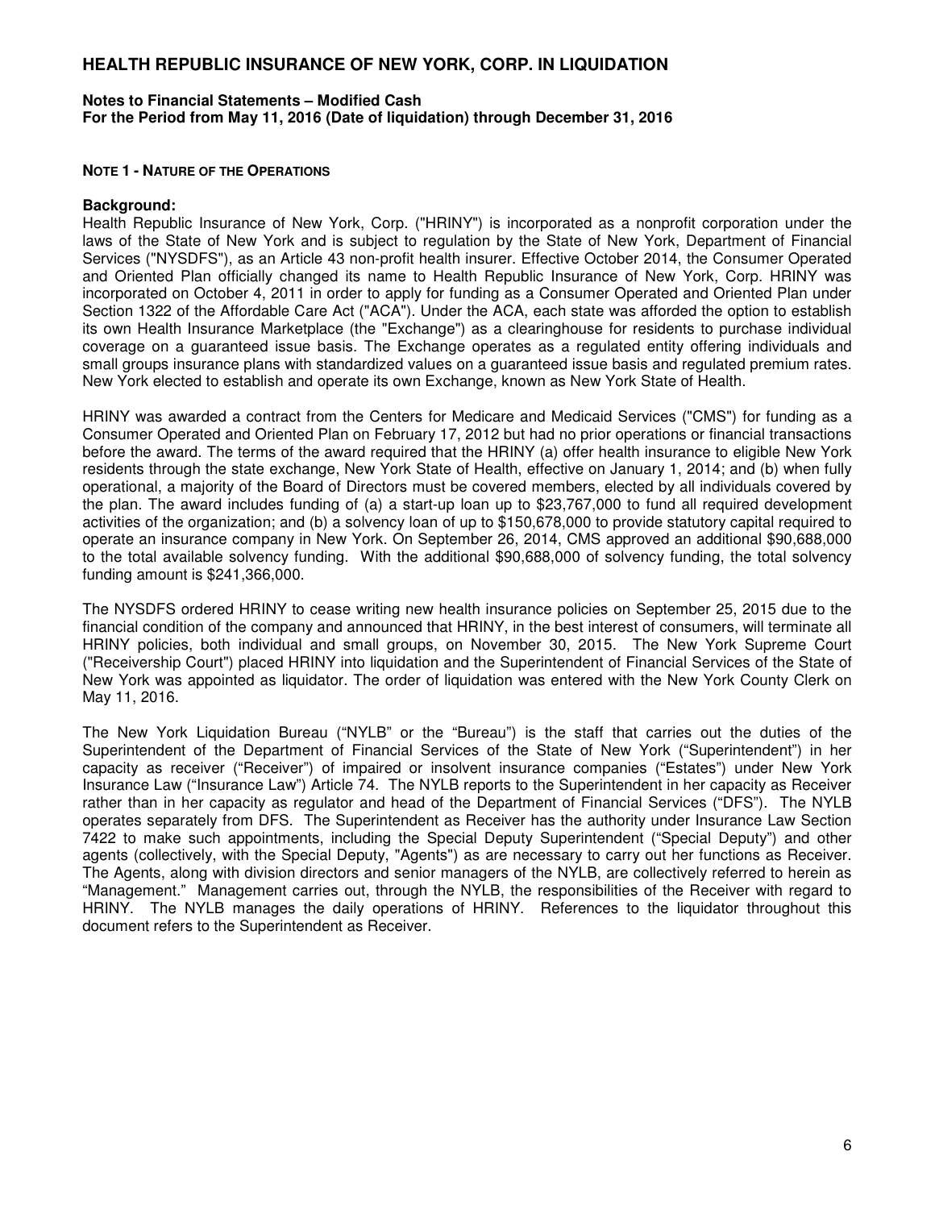# HEALTH REPUBLIC INSURANCE OF NEW YORK, CORP. IN LIQUIDATION

**Notes to Financial Statements – Modified Cash**
**For the Period from May 11, 2016 (Date of liquidation) through December 31, 2016**

## NOTE 1 - NATURE OF THE OPERATIONS

**Background:**
Health Republic Insurance of New York, Corp. ("HRINY") is incorporated as a nonprofit corporation under the laws of the State of New York and is subject to regulation by the State of New York, Department of Financial Services ("NYSDFS"), as an Article 43 non-profit health insurer. Effective October 2014, the Consumer Operated and Oriented Plan officially changed its name to Health Republic Insurance of New York, Corp. HRINY was incorporated on October 4, 2011 in order to apply for funding as a Consumer Operated and Oriented Plan under Section 1322 of the Affordable Care Act ("ACA"). Under the ACA, each state was afforded the option to establish its own Health Insurance Marketplace (the "Exchange") as a clearinghouse for residents to purchase individual coverage on a guaranteed issue basis. The Exchange operates as a regulated entity offering individuals and small groups insurance plans with standardized values on a guaranteed issue basis and regulated premium rates. New York elected to establish and operate its own Exchange, known as New York State of Health.

HRINY was awarded a contract from the Centers for Medicare and Medicaid Services ("CMS") for funding as a Consumer Operated and Oriented Plan on February 17, 2012 but had no prior operations or financial transactions before the award. The terms of the award required that the HRINY (a) offer health insurance to eligible New York residents through the state exchange, New York State of Health, effective on January 1, 2014; and (b) when fully operational, a majority of the Board of Directors must be covered members, elected by all individuals covered by the plan. The award includes funding of (a) a start-up loan up to $23,767,000 to fund all required development activities of the organization; and (b) a solvency loan of up to $150,678,000 to provide statutory capital required to operate an insurance company in New York. On September 26, 2014, CMS approved an additional $90,688,000 to the total available solvency funding. With the additional $90,688,000 of solvency funding, the total solvency funding amount is $241,366,000.

The NYSDFS ordered HRINY to cease writing new health insurance policies on September 25, 2015 due to the financial condition of the company and announced that HRINY, in the best interest of consumers, will terminate all HRINY policies, both individual and small groups, on November 30, 2015. The New York Supreme Court ("Receivership Court") placed HRINY into liquidation and the Superintendent of Financial Services of the State of New York was appointed as liquidator. The order of liquidation was entered with the New York County Clerk on May 11, 2016.

The New York Liquidation Bureau ("NYLB" or the "Bureau") is the staff that carries out the duties of the Superintendent of the Department of Financial Services of the State of New York ("Superintendent") in her capacity as receiver ("Receiver") of impaired or insolvent insurance companies ("Estates") under New York Insurance Law ("Insurance Law") Article 74. The NYLB reports to the Superintendent in her capacity as Receiver rather than in her capacity as regulator and head of the Department of Financial Services ("DFS"). The NYLB operates separately from DFS. The Superintendent as Receiver has the authority under Insurance Law Section 7422 to make such appointments, including the Special Deputy Superintendent ("Special Deputy") and other agents (collectively, with the Special Deputy, "Agents") as are necessary to carry out her functions as Receiver. The Agents, along with division directors and senior managers of the NYLB, are collectively referred to herein as "Management." Management carries out, through the NYLB, the responsibilities of the Receiver with regard to HRINY. The NYLB manages the daily operations of HRINY. References to the liquidator throughout this document refers to the Superintendent as Receiver.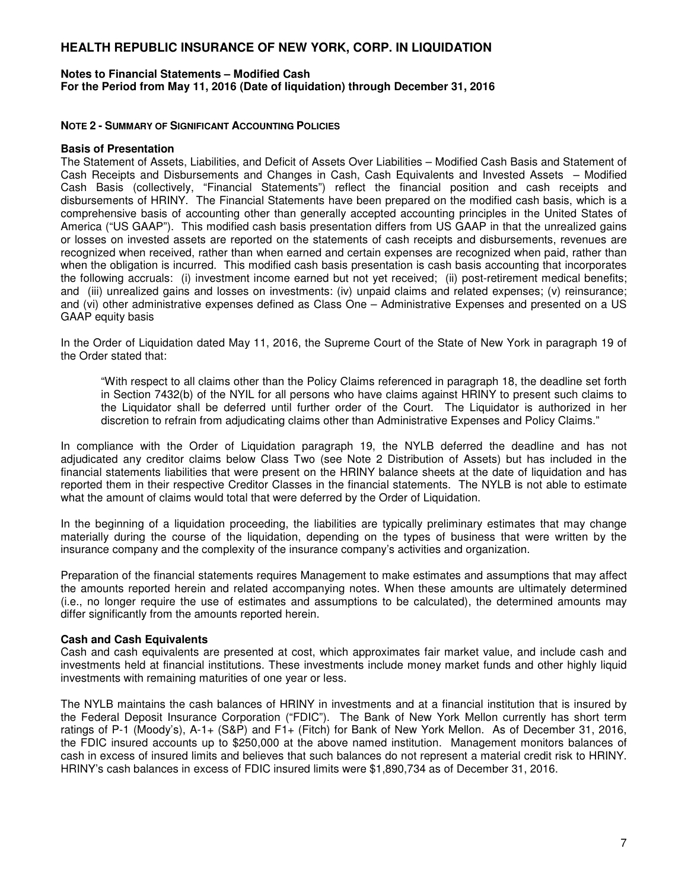**NOTE 2 - SUMMARY OF SIGNIFICANT ACCOUNTING POLICIES**

**Basis of Presentation**

The Statement of Assets, Liabilities, and Deficit of Assets Over Liabilities – Modified Cash Basis and Statement of Cash Receipts and Disbursements and Changes in Cash, Cash Equivalents and Invested Assets – Modified Cash Basis (collectively, "Financial Statements") reflect the financial position and cash receipts and disbursements of HRINY. The Financial Statements have been prepared on the modified cash basis, which is a comprehensive basis of accounting other than generally accepted accounting principles in the United States of America ("US GAAP"). This modified cash basis presentation differs from US GAAP in that the unrealized gains or losses on invested assets are reported on the statements of cash receipts and disbursements, revenues are recognized when received, rather than when earned and certain expenses are recognized when paid, rather than when the obligation is incurred. This modified cash basis presentation is cash basis accounting that incorporates the following accruals: (i) investment income earned but not yet received; (ii) post-retirement medical benefits; and (iii) unrealized gains and losses on investments: (iv) unpaid claims and related expenses; (v) reinsurance; and (vi) other administrative expenses defined as Class One – Administrative Expenses and presented on a US GAAP equity basis

In the Order of Liquidation dated May 11, 2016, the Supreme Court of the State of New York in paragraph 19 of the Order stated that:

> "With respect to all claims other than the Policy Claims referenced in paragraph 18, the deadline set forth in Section 7432(b) of the NYIL for all persons who have claims against HRINY to present such claims to the Liquidator shall be deferred until further order of the Court. The Liquidator is authorized in her discretion to refrain from adjudicating claims other than Administrative Expenses and Policy Claims."

In compliance with the Order of Liquidation paragraph 19, the NYLB deferred the deadline and has not adjudicated any creditor claims below Class Two (see Note 2 Distribution of Assets) but has included in the financial statements liabilities that were present on the HRINY balance sheets at the date of liquidation and has reported them in their respective Creditor Classes in the financial statements. The NYLB is not able to estimate what the amount of claims would total that were deferred by the Order of Liquidation.

In the beginning of a liquidation proceeding, the liabilities are typically preliminary estimates that may change materially during the course of the liquidation, depending on the types of business that were written by the insurance company and the complexity of the insurance company's activities and organization.

Preparation of the financial statements requires Management to make estimates and assumptions that may affect the amounts reported herein and related accompanying notes. When these amounts are ultimately determined (i.e., no longer require the use of estimates and assumptions to be calculated), the determined amounts may differ significantly from the amounts reported herein.

**Cash and Cash Equivalents**

Cash and cash equivalents are presented at cost, which approximates fair market value, and include cash and investments held at financial institutions. These investments include money market funds and other highly liquid investments with remaining maturities of one year or less.

The NYLB maintains the cash balances of HRINY in investments and at a financial institution that is insured by the Federal Deposit Insurance Corporation ("FDIC"). The Bank of New York Mellon currently has short term ratings of P-1 (Moody's), A-1+ (S&P) and F1+ (Fitch) for Bank of New York Mellon. As of December 31, 2016, the FDIC insured accounts up to $250,000 at the above named institution. Management monitors balances of cash in excess of insured limits and believes that such balances do not represent a material credit risk to HRINY. HRINY's cash balances in excess of FDIC insured limits were $1,890,734 as of December 31, 2016.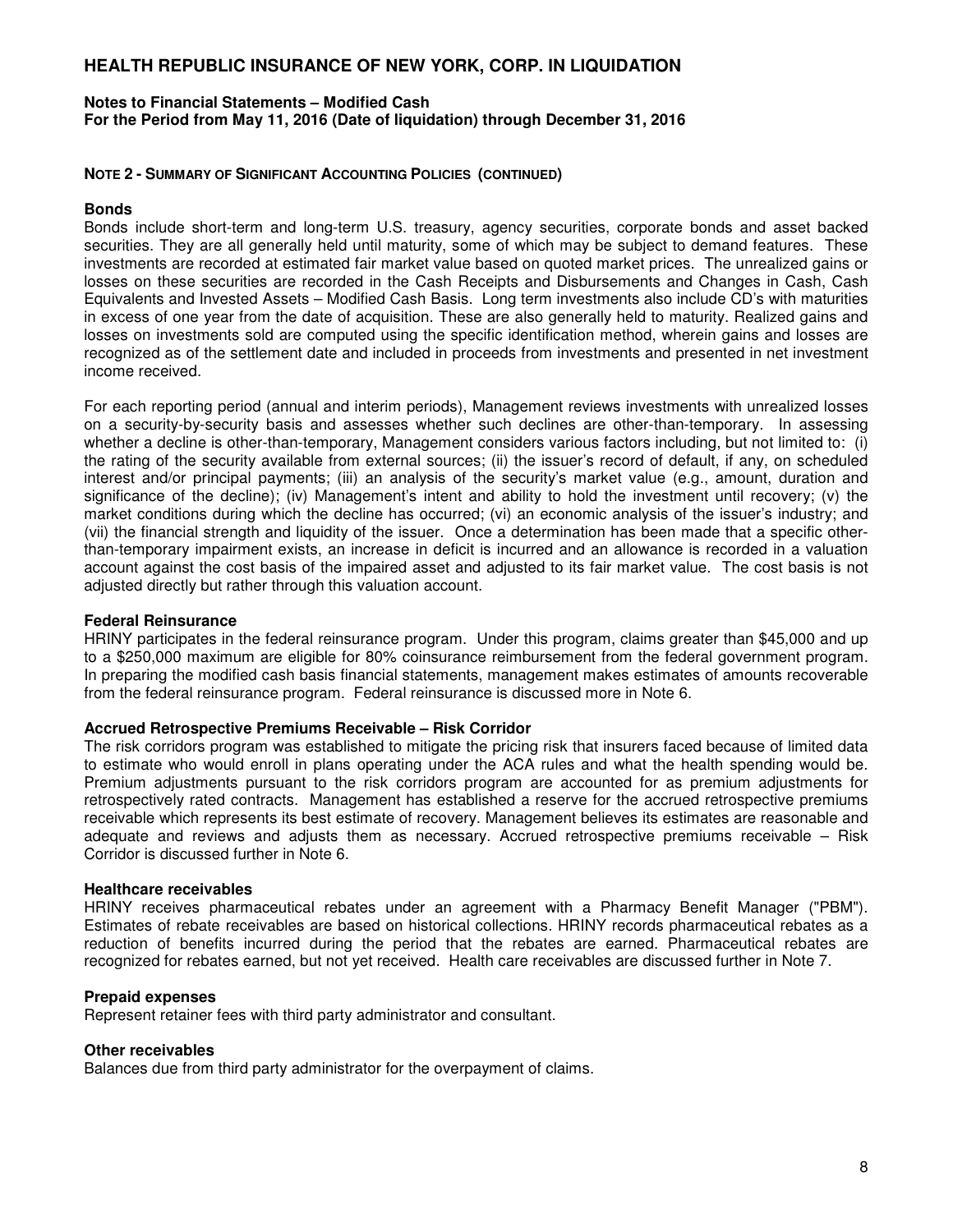**NOTE 2 - SUMMARY OF SIGNIFICANT ACCOUNTING POLICIES (CONTINUED)**

**Bonds**

Bonds include short-term and long-term U.S. treasury, agency securities, corporate bonds and asset backed securities. They are all generally held until maturity, some of which may be subject to demand features. These investments are recorded at estimated fair market value based on quoted market prices. The unrealized gains or losses on these securities are recorded in the Cash Receipts and Disbursements and Changes in Cash, Cash Equivalents and Invested Assets – Modified Cash Basis. Long term investments also include CD's with maturities in excess of one year from the date of acquisition. These are also generally held to maturity. Realized gains and losses on investments sold are computed using the specific identification method, wherein gains and losses are recognized as of the settlement date and included in proceeds from investments and presented in net investment income received.

For each reporting period (annual and interim periods), Management reviews investments with unrealized losses on a security-by-security basis and assesses whether such declines are other-than-temporary. In assessing whether a decline is other-than-temporary, Management considers various factors including, but not limited to: (i) the rating of the security available from external sources; (ii) the issuer's record of default, if any, on scheduled interest and/or principal payments; (iii) an analysis of the security's market value (e.g., amount, duration and significance of the decline); (iv) Management's intent and ability to hold the investment until recovery; (v) the market conditions during which the decline has occurred; (vi) an economic analysis of the issuer's industry; and (vii) the financial strength and liquidity of the issuer. Once a determination has been made that a specific other-than-temporary impairment exists, an increase in deficit is incurred and an allowance is recorded in a valuation account against the cost basis of the impaired asset and adjusted to its fair market value. The cost basis is not adjusted directly but rather through this valuation account.

**Federal Reinsurance**

HRINY participates in the federal reinsurance program. Under this program, claims greater than $45,000 and up to a $250,000 maximum are eligible for 80% coinsurance reimbursement from the federal government program. In preparing the modified cash basis financial statements, management makes estimates of amounts recoverable from the federal reinsurance program. Federal reinsurance is discussed more in Note 6.

**Accrued Retrospective Premiums Receivable – Risk Corridor**

The risk corridors program was established to mitigate the pricing risk that insurers faced because of limited data to estimate who would enroll in plans operating under the ACA rules and what the health spending would be. Premium adjustments pursuant to the risk corridors program are accounted for as premium adjustments for retrospectively rated contracts. Management has established a reserve for the accrued retrospective premiums receivable which represents its best estimate of recovery. Management believes its estimates are reasonable and adequate and reviews and adjusts them as necessary. Accrued retrospective premiums receivable – Risk Corridor is discussed further in Note 6.

**Healthcare receivables**

HRINY receives pharmaceutical rebates under an agreement with a Pharmacy Benefit Manager ("PBM"). Estimates of rebate receivables are based on historical collections. HRINY records pharmaceutical rebates as a reduction of benefits incurred during the period that the rebates are earned. Pharmaceutical rebates are recognized for rebates earned, but not yet received. Health care receivables are discussed further in Note 7.

**Prepaid expenses**

Represent retainer fees with third party administrator and consultant.

**Other receivables**

Balances due from third party administrator for the overpayment of claims.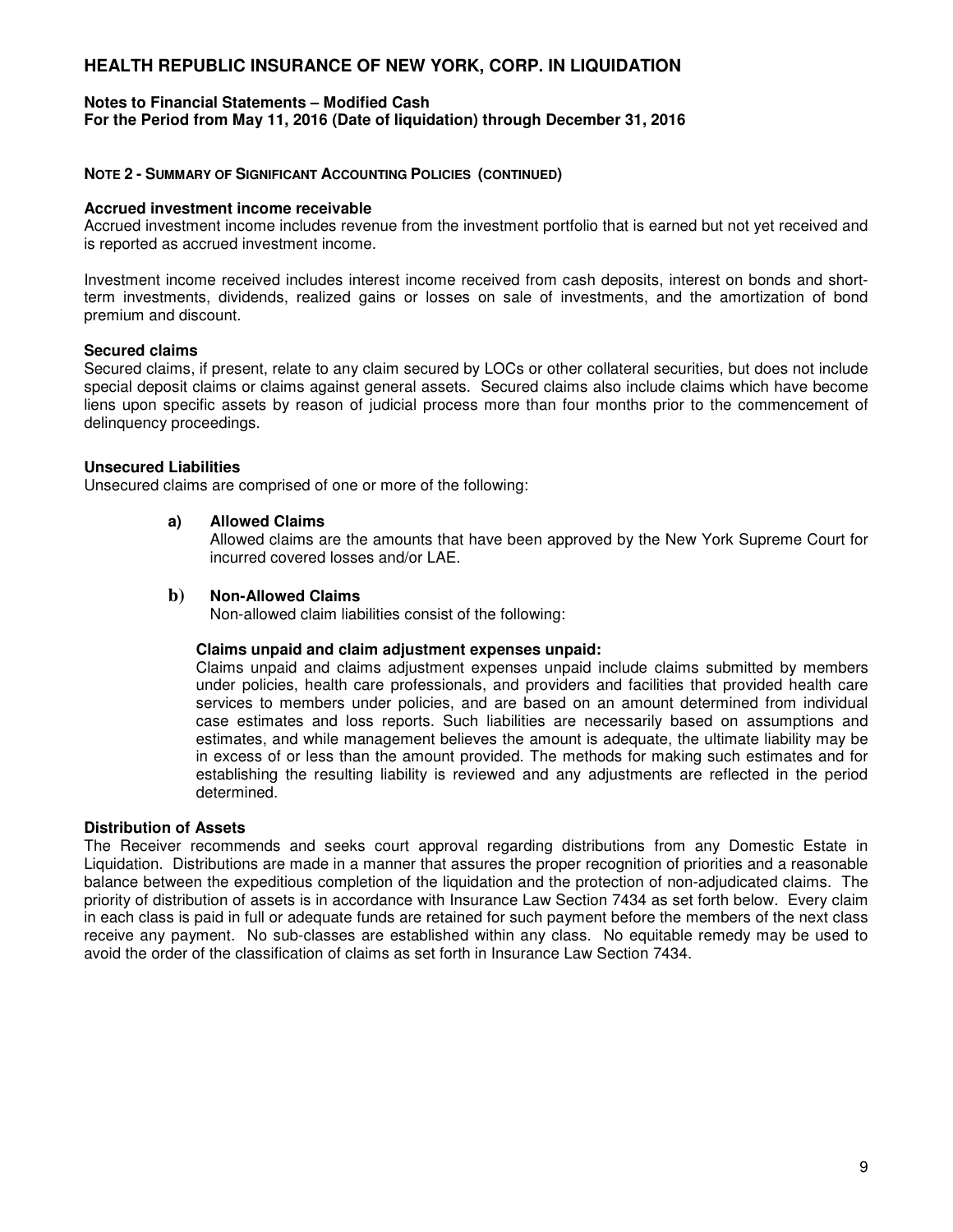**NOTE 2 - SUMMARY OF SIGNIFICANT ACCOUNTING POLICIES (CONTINUED)**

**Accrued investment income receivable**

Accrued investment income includes revenue from the investment portfolio that is earned but not yet received and is reported as accrued investment income.

Investment income received includes interest income received from cash deposits, interest on bonds and short-term investments, dividends, realized gains or losses on sale of investments, and the amortization of bond premium and discount.

**Secured claims**

Secured claims, if present, relate to any claim secured by LOCs or other collateral securities, but does not include special deposit claims or claims against general assets. Secured claims also include claims which have become liens upon specific assets by reason of judicial process more than four months prior to the commencement of delinquency proceedings.

**Unsecured Liabilities**

Unsecured claims are comprised of one or more of the following:

**a) Allowed Claims**

Allowed claims are the amounts that have been approved by the New York Supreme Court for incurred covered losses and/or LAE.

**b) Non-Allowed Claims**

Non-allowed claim liabilities consist of the following:

**Claims unpaid and claim adjustment expenses unpaid:**

Claims unpaid and claims adjustment expenses unpaid include claims submitted by members under policies, health care professionals, and providers and facilities that provided health care services to members under policies, and are based on an amount determined from individual case estimates and loss reports. Such liabilities are necessarily based on assumptions and estimates, and while management believes the amount is adequate, the ultimate liability may be in excess of or less than the amount provided. The methods for making such estimates and for establishing the resulting liability is reviewed and any adjustments are reflected in the period determined.

**Distribution of Assets**

The Receiver recommends and seeks court approval regarding distributions from any Domestic Estate in Liquidation. Distributions are made in a manner that assures the proper recognition of priorities and a reasonable balance between the expeditious completion of the liquidation and the protection of non-adjudicated claims. The priority of distribution of assets is in accordance with Insurance Law Section 7434 as set forth below. Every claim in each class is paid in full or adequate funds are retained for such payment before the members of the next class receive any payment. No sub-classes are established within any class. No equitable remedy may be used to avoid the order of the classification of claims as set forth in Insurance Law Section 7434.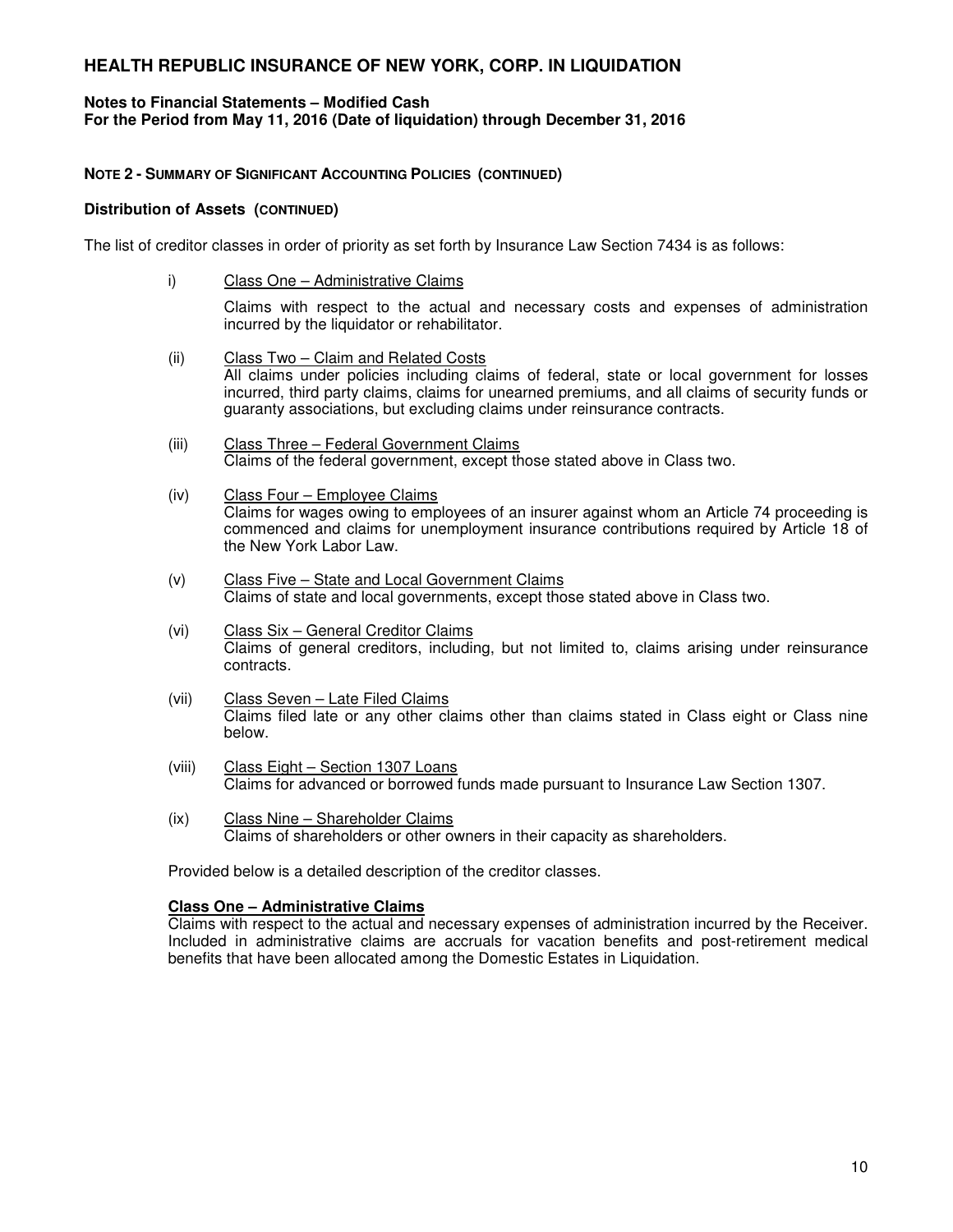# HEALTH REPUBLIC INSURANCE OF NEW YORK, CORP. IN LIQUIDATION

**Notes to Financial Statements – Modified Cash**
**For the Period from May 11, 2016 (Date of liquidation) through December 31, 2016**

**NOTE 2 - SUMMARY OF SIGNIFICANT ACCOUNTING POLICIES (CONTINUED)**

**Distribution of Assets (CONTINUED)**

The list of creditor classes in order of priority as set forth by Insurance Law Section 7434 is as follows:

i) Class One – Administrative Claims

Claims with respect to the actual and necessary costs and expenses of administration incurred by the liquidator or rehabilitator.

(ii) Class Two – Claim and Related Costs
All claims under policies including claims of federal, state or local government for losses incurred, third party claims, claims for unearned premiums, and all claims of security funds or guaranty associations, but excluding claims under reinsurance contracts.

(iii) Class Three – Federal Government Claims
Claims of the federal government, except those stated above in Class two.

(iv) Class Four – Employee Claims
Claims for wages owing to employees of an insurer against whom an Article 74 proceeding is commenced and claims for unemployment insurance contributions required by Article 18 of the New York Labor Law.

(v) Class Five – State and Local Government Claims
Claims of state and local governments, except those stated above in Class two.

(vi) Class Six – General Creditor Claims
Claims of general creditors, including, but not limited to, claims arising under reinsurance contracts.

(vii) Class Seven – Late Filed Claims
Claims filed late or any other claims other than claims stated in Class eight or Class nine below.

(viii) Class Eight – Section 1307 Loans
Claims for advanced or borrowed funds made pursuant to Insurance Law Section 1307.

(ix) Class Nine – Shareholder Claims
Claims of shareholders or other owners in their capacity as shareholders.

Provided below is a detailed description of the creditor classes.

**Class One – Administrative Claims**
Claims with respect to the actual and necessary expenses of administration incurred by the Receiver. Included in administrative claims are accruals for vacation benefits and post-retirement medical benefits that have been allocated among the Domestic Estates in Liquidation.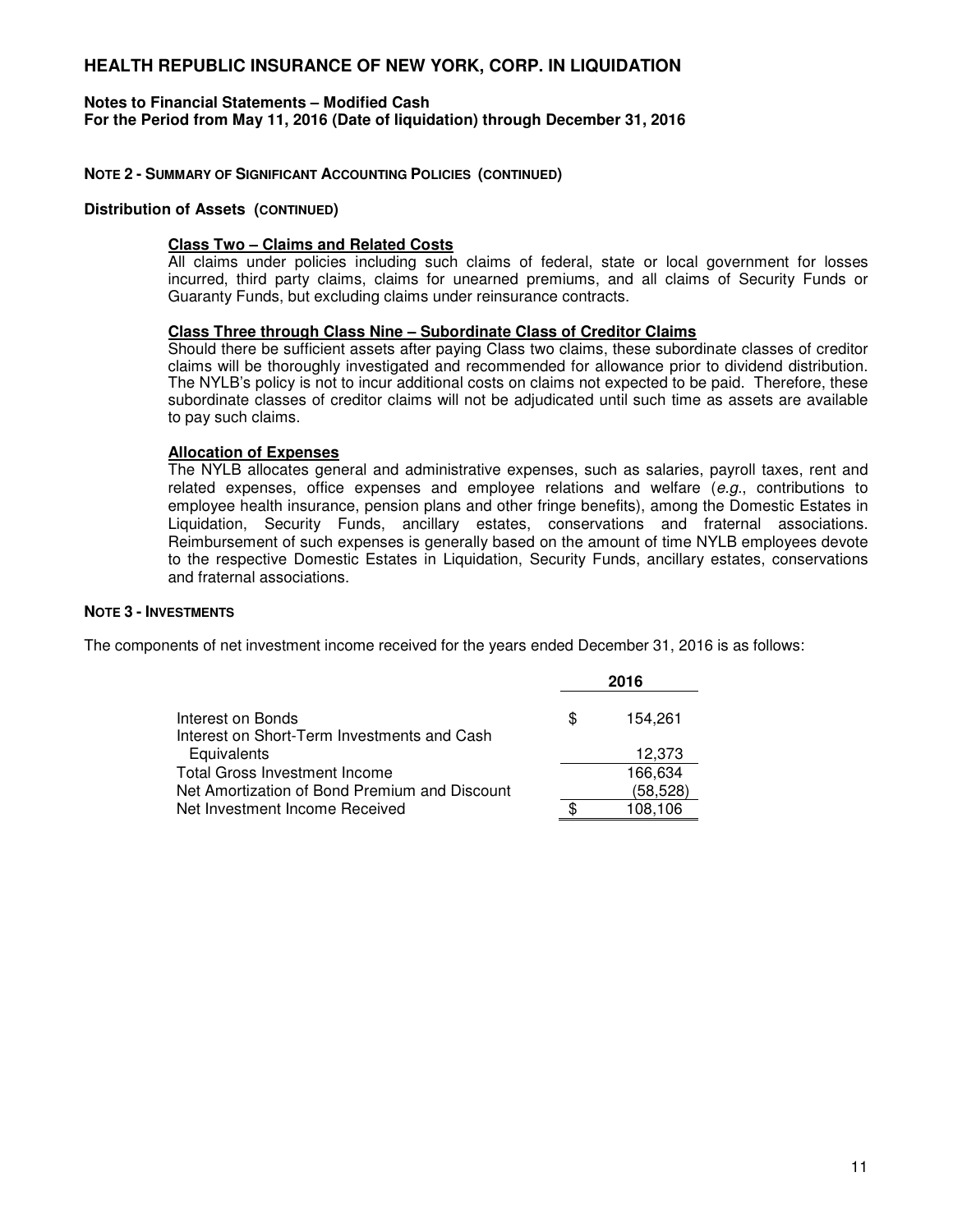**NOTE 2 - SUMMARY OF SIGNIFICANT ACCOUNTING POLICIES (CONTINUED)**

**Distribution of Assets (CONTINUED)**

**Class Two – Claims and Related Costs**

All claims under policies including such claims of federal, state or local government for losses incurred, third party claims, claims for unearned premiums, and all claims of Security Funds or Guaranty Funds, but excluding claims under reinsurance contracts.

**Class Three through Class Nine – Subordinate Class of Creditor Claims**

Should there be sufficient assets after paying Class two claims, these subordinate classes of creditor claims will be thoroughly investigated and recommended for allowance prior to dividend distribution. The NYLB's policy is not to incur additional costs on claims not expected to be paid. Therefore, these subordinate classes of creditor claims will not be adjudicated until such time as assets are available to pay such claims.

**Allocation of Expenses**

The NYLB allocates general and administrative expenses, such as salaries, payroll taxes, rent and related expenses, office expenses and employee relations and welfare (*e.g.*, contributions to employee health insurance, pension plans and other fringe benefits), among the Domestic Estates in Liquidation, Security Funds, ancillary estates, conservations and fraternal associations. Reimbursement of such expenses is generally based on the amount of time NYLB employees devote to the respective Domestic Estates in Liquidation, Security Funds, ancillary estates, conservations and fraternal associations.

**NOTE 3 - INVESTMENTS**

The components of net investment income received for the years ended December 31, 2016 is as follows:

| | 2016 |
|---|---|
| Interest on Bonds | $ 154,261 |
| Interest on Short-Term Investments and Cash Equivalents | 12,373 |
| Total Gross Investment Income | 166,634 |
| Net Amortization of Bond Premium and Discount | (58,528) |
| Net Investment Income Received | $ 108,106 |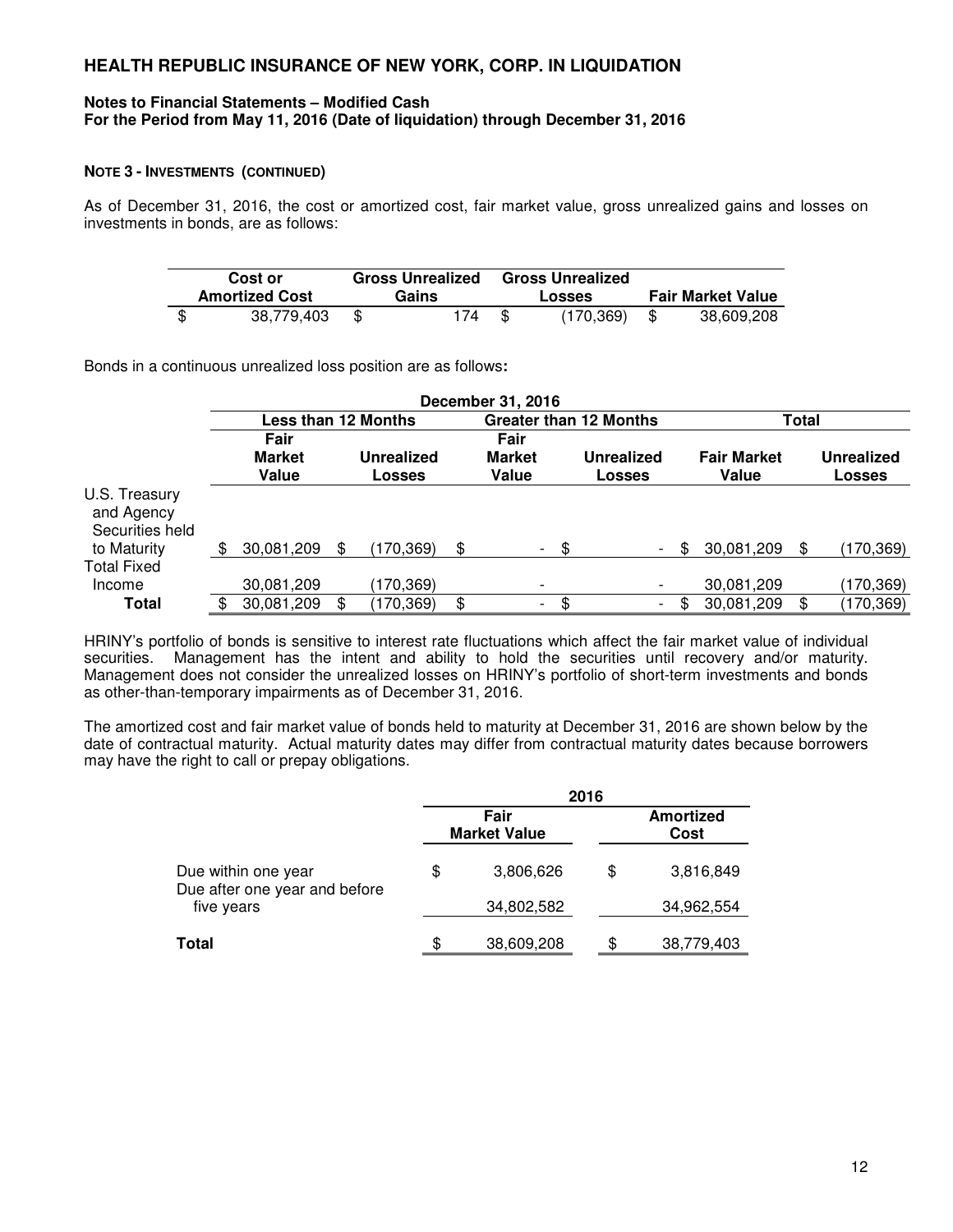# HEALTH REPUBLIC INSURANCE OF NEW YORK, CORP. IN LIQUIDATION

**Notes to Financial Statements – Modified Cash**
**For the Period from May 11, 2016 (Date of liquidation) through December 31, 2016**

**NOTE 3 - INVESTMENTS (CONTINUED)**

As of December 31, 2016, the cost or amortized cost, fair market value, gross unrealized gains and losses on investments in bonds, are as follows:

| Cost or Amortized Cost | Gross Unrealized Gains | Gross Unrealized Losses | Fair Market Value |
|---|---|---|---|
| $ 38,779,403 | $ 174 | $ (170,369) | $ 38,609,208 |

Bonds in a continuous unrealized loss position are as follows**:**

| | December 31, 2016 | | | | | |
|---|---|---|---|---|---|---|
| | Less than 12 Months | | Greater than 12 Months | | Total | |
| | Fair Market Value | Unrealized Losses | Fair Market Value | Unrealized Losses | Fair Market Value | Unrealized Losses |
| U.S. Treasury and Agency Securities held to Maturity | $ 30,081,209 | $ (170,369) | $ - | $ - | $ 30,081,209 | $ (170,369) |
| Total Fixed Income | 30,081,209 | (170,369) | - | - | 30,081,209 | (170,369) |
| **Total** | $ 30,081,209 | $ (170,369) | $ - | $ - | $ 30,081,209 | $ (170,369) |

HRINY's portfolio of bonds is sensitive to interest rate fluctuations which affect the fair market value of individual securities. Management has the intent and ability to hold the securities until recovery and/or maturity. Management does not consider the unrealized losses on HRINY's portfolio of short-term investments and bonds as other-than-temporary impairments as of December 31, 2016.

The amortized cost and fair market value of bonds held to maturity at December 31, 2016 are shown below by the date of contractual maturity. Actual maturity dates may differ from contractual maturity dates because borrowers may have the right to call or prepay obligations.

| | 2016 | |
|---|---|---|
| | Fair Market Value | Amortized Cost |
| Due within one year | $ 3,806,626 | $ 3,816,849 |
| Due after one year and before five years | 34,802,582 | 34,962,554 |
| **Total** | $ 38,609,208 | $ 38,779,403 |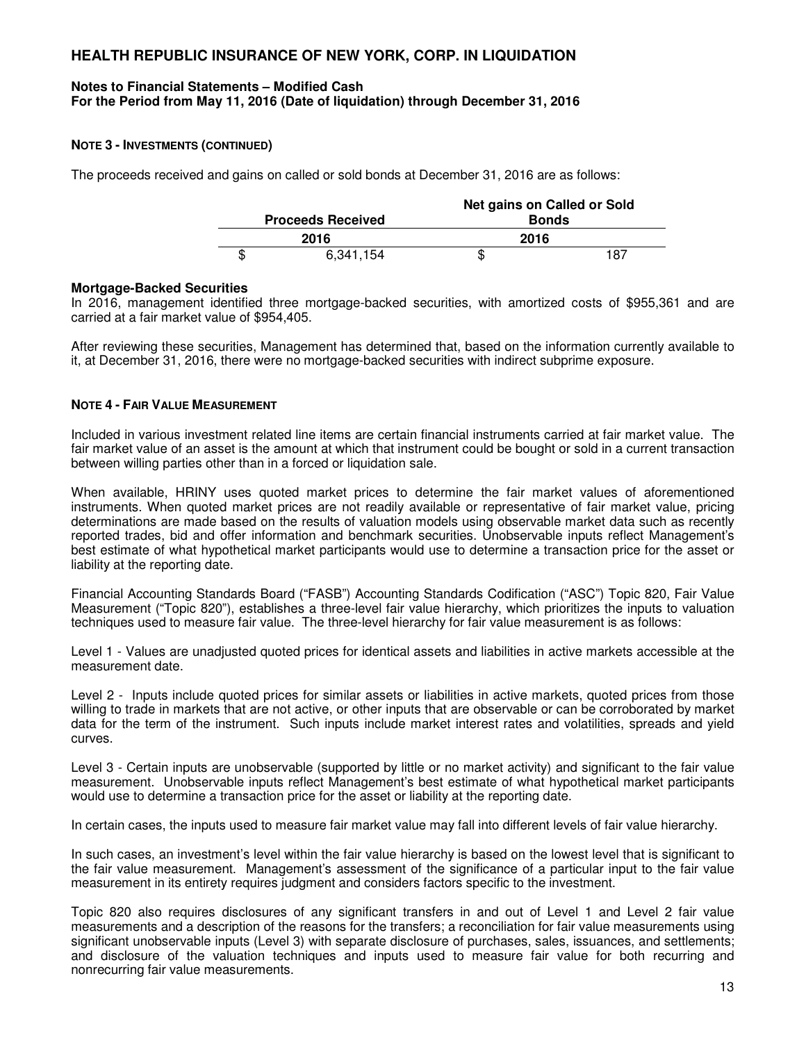## NOTE 3 - INVESTMENTS (CONTINUED)

The proceeds received and gains on called or sold bonds at December 31, 2016 are as follows:

| Proceeds Received | Net gains on Called or Sold Bonds |
|---|---|
| 2016 | 2016 |
| $ 6,341,154 | $ 187 |

**Mortgage-Backed Securities**
In 2016, management identified three mortgage-backed securities, with amortized costs of $955,361 and are carried at a fair market value of $954,405.

After reviewing these securities, Management has determined that, based on the information currently available to it, at December 31, 2016, there were no mortgage-backed securities with indirect subprime exposure.

## NOTE 4 - FAIR VALUE MEASUREMENT

Included in various investment related line items are certain financial instruments carried at fair market value. The fair market value of an asset is the amount at which that instrument could be bought or sold in a current transaction between willing parties other than in a forced or liquidation sale.

When available, HRINY uses quoted market prices to determine the fair market values of aforementioned instruments. When quoted market prices are not readily available or representative of fair market value, pricing determinations are made based on the results of valuation models using observable market data such as recently reported trades, bid and offer information and benchmark securities. Unobservable inputs reflect Management's best estimate of what hypothetical market participants would use to determine a transaction price for the asset or liability at the reporting date.

Financial Accounting Standards Board ("FASB") Accounting Standards Codification ("ASC") Topic 820, Fair Value Measurement ("Topic 820"), establishes a three-level fair value hierarchy, which prioritizes the inputs to valuation techniques used to measure fair value. The three-level hierarchy for fair value measurement is as follows:

Level 1 - Values are unadjusted quoted prices for identical assets and liabilities in active markets accessible at the measurement date.

Level 2 - Inputs include quoted prices for similar assets or liabilities in active markets, quoted prices from those willing to trade in markets that are not active, or other inputs that are observable or can be corroborated by market data for the term of the instrument. Such inputs include market interest rates and volatilities, spreads and yield curves.

Level 3 - Certain inputs are unobservable (supported by little or no market activity) and significant to the fair value measurement. Unobservable inputs reflect Management's best estimate of what hypothetical market participants would use to determine a transaction price for the asset or liability at the reporting date.

In certain cases, the inputs used to measure fair market value may fall into different levels of fair value hierarchy.

In such cases, an investment's level within the fair value hierarchy is based on the lowest level that is significant to the fair value measurement. Management's assessment of the significance of a particular input to the fair value measurement in its entirety requires judgment and considers factors specific to the investment.

Topic 820 also requires disclosures of any significant transfers in and out of Level 1 and Level 2 fair value measurements and a description of the reasons for the transfers; a reconciliation for fair value measurements using significant unobservable inputs (Level 3) with separate disclosure of purchases, sales, issuances, and settlements; and disclosure of the valuation techniques and inputs used to measure fair value for both recurring and nonrecurring fair value measurements.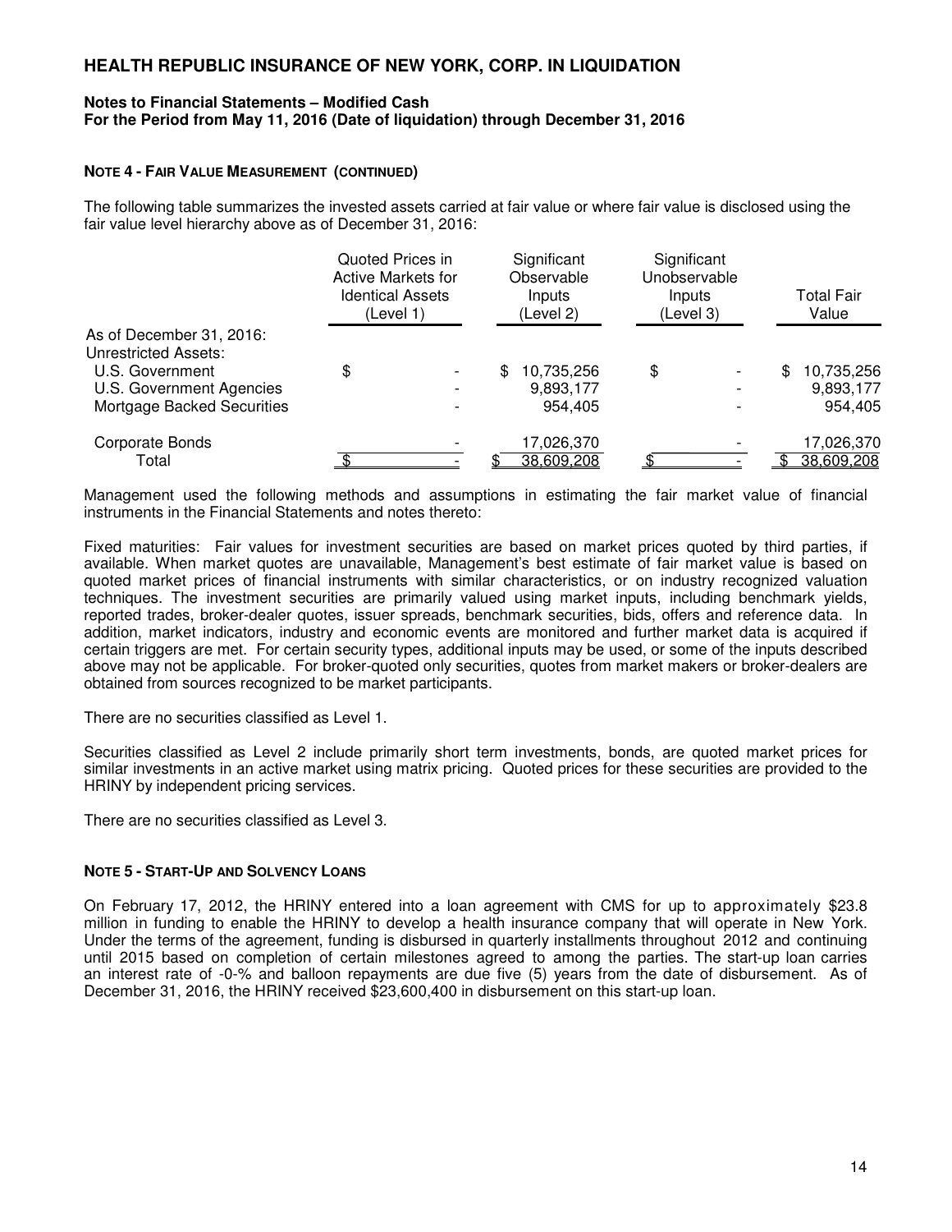# HEALTH REPUBLIC INSURANCE OF NEW YORK, CORP. IN LIQUIDATION

**Notes to Financial Statements – Modified Cash**
**For the Period from May 11, 2016 (Date of liquidation) through December 31, 2016**

**NOTE 4 - FAIR VALUE MEASUREMENT (CONTINUED)**

The following table summarizes the invested assets carried at fair value or where fair value is disclosed using the fair value level hierarchy above as of December 31, 2016:

| | Quoted Prices in Active Markets for Identical Assets (Level 1) | Significant Observable Inputs (Level 2) | Significant Unobservable Inputs (Level 3) | Total Fair Value |
|---|---|---|---|---|
| As of December 31, 2016: | | | | |
| Unrestricted Assets: | | | | |
| U.S. Government | $ - | $ 10,735,256 | $ - | $ 10,735,256 |
| U.S. Government Agencies | - | 9,893,177 | - | 9,893,177 |
| Mortgage Backed Securities | - | 954,405 | - | 954,405 |
| Corporate Bonds | - | 17,026,370 | - | 17,026,370 |
| Total | $ - | $ 38,609,208 | $ - | $ 38,609,208 |

Management used the following methods and assumptions in estimating the fair market value of financial instruments in the Financial Statements and notes thereto:

Fixed maturities: Fair values for investment securities are based on market prices quoted by third parties, if available. When market quotes are unavailable, Management's best estimate of fair market value is based on quoted market prices of financial instruments with similar characteristics, or on industry recognized valuation techniques. The investment securities are primarily valued using market inputs, including benchmark yields, reported trades, broker-dealer quotes, issuer spreads, benchmark securities, bids, offers and reference data. In addition, market indicators, industry and economic events are monitored and further market data is acquired if certain triggers are met. For certain security types, additional inputs may be used, or some of the inputs described above may not be applicable. For broker-quoted only securities, quotes from market makers or broker-dealers are obtained from sources recognized to be market participants.

There are no securities classified as Level 1.

Securities classified as Level 2 include primarily short term investments, bonds, are quoted market prices for similar investments in an active market using matrix pricing. Quoted prices for these securities are provided to the HRINY by independent pricing services.

There are no securities classified as Level 3.

**NOTE 5 - START-UP AND SOLVENCY LOANS**

On February 17, 2012, the HRINY entered into a loan agreement with CMS for up to approximately $23.8 million in funding to enable the HRINY to develop a health insurance company that will operate in New York. Under the terms of the agreement, funding is disbursed in quarterly installments throughout 2012 and continuing until 2015 based on completion of certain milestones agreed to among the parties. The start-up loan carries an interest rate of -0-% and balloon repayments are due five (5) years from the date of disbursement. As of December 31, 2016, the HRINY received $23,600,400 in disbursement on this start-up loan.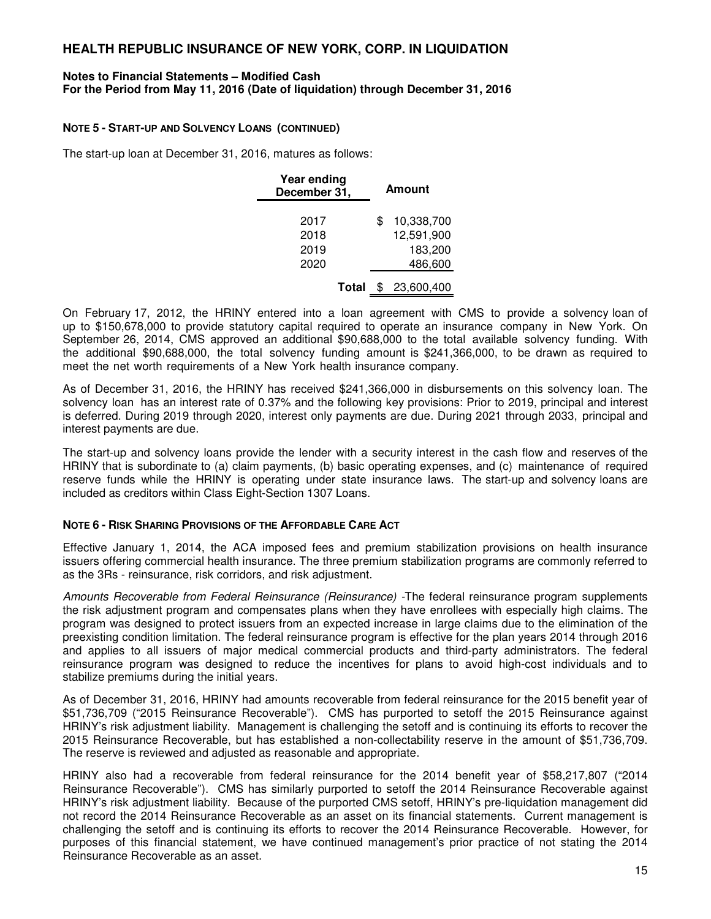# HEALTH REPUBLIC INSURANCE OF NEW YORK, CORP. IN LIQUIDATION

**Notes to Financial Statements – Modified Cash**
**For the Period from May 11, 2016 (Date of liquidation) through December 31, 2016**

## NOTE 5 - START-UP AND SOLVENCY LOANS (CONTINUED)

The start-up loan at December 31, 2016, matures as follows:

| Year ending December 31, | Amount |
|---|---|
| 2017 | $ 10,338,700 |
| 2018 | 12,591,900 |
| 2019 | 183,200 |
| 2020 | 486,600 |
| **Total** | $ 23,600,400 |

On February 17, 2012, the HRINY entered into a loan agreement with CMS to provide a solvency loan of up to $150,678,000 to provide statutory capital required to operate an insurance company in New York. On September 26, 2014, CMS approved an additional $90,688,000 to the total available solvency funding. With the additional $90,688,000, the total solvency funding amount is $241,366,000, to be drawn as required to meet the net worth requirements of a New York health insurance company.

As of December 31, 2016, the HRINY has received $241,366,000 in disbursements on this solvency loan. The solvency loan has an interest rate of 0.37% and the following key provisions: Prior to 2019, principal and interest is deferred. During 2019 through 2020, interest only payments are due. During 2021 through 2033, principal and interest payments are due.

The start-up and solvency loans provide the lender with a security interest in the cash flow and reserves of the HRINY that is subordinate to (a) claim payments, (b) basic operating expenses, and (c) maintenance of required reserve funds while the HRINY is operating under state insurance laws. The start-up and solvency loans are included as creditors within Class Eight-Section 1307 Loans.

## NOTE 6 - RISK SHARING PROVISIONS OF THE AFFORDABLE CARE ACT

Effective January 1, 2014, the ACA imposed fees and premium stabilization provisions on health insurance issuers offering commercial health insurance. The three premium stabilization programs are commonly referred to as the 3Rs - reinsurance, risk corridors, and risk adjustment.

*Amounts Recoverable from Federal Reinsurance (Reinsurance)* -The federal reinsurance program supplements the risk adjustment program and compensates plans when they have enrollees with especially high claims. The program was designed to protect issuers from an expected increase in large claims due to the elimination of the preexisting condition limitation. The federal reinsurance program is effective for the plan years 2014 through 2016 and applies to all issuers of major medical commercial products and third-party administrators. The federal reinsurance program was designed to reduce the incentives for plans to avoid high-cost individuals and to stabilize premiums during the initial years.

As of December 31, 2016, HRINY had amounts recoverable from federal reinsurance for the 2015 benefit year of $51,736,709 ("2015 Reinsurance Recoverable"). CMS has purported to setoff the 2015 Reinsurance against HRINY's risk adjustment liability. Management is challenging the setoff and is continuing its efforts to recover the 2015 Reinsurance Recoverable, but has established a non-collectability reserve in the amount of $51,736,709. The reserve is reviewed and adjusted as reasonable and appropriate.

HRINY also had a recoverable from federal reinsurance for the 2014 benefit year of $58,217,807 ("2014 Reinsurance Recoverable"). CMS has similarly purported to setoff the 2014 Reinsurance Recoverable against HRINY's risk adjustment liability. Because of the purported CMS setoff, HRINY's pre-liquidation management did not record the 2014 Reinsurance Recoverable as an asset on its financial statements. Current management is challenging the setoff and is continuing its efforts to recover the 2014 Reinsurance Recoverable. However, for purposes of this financial statement, we have continued management's prior practice of not stating the 2014 Reinsurance Recoverable as an asset.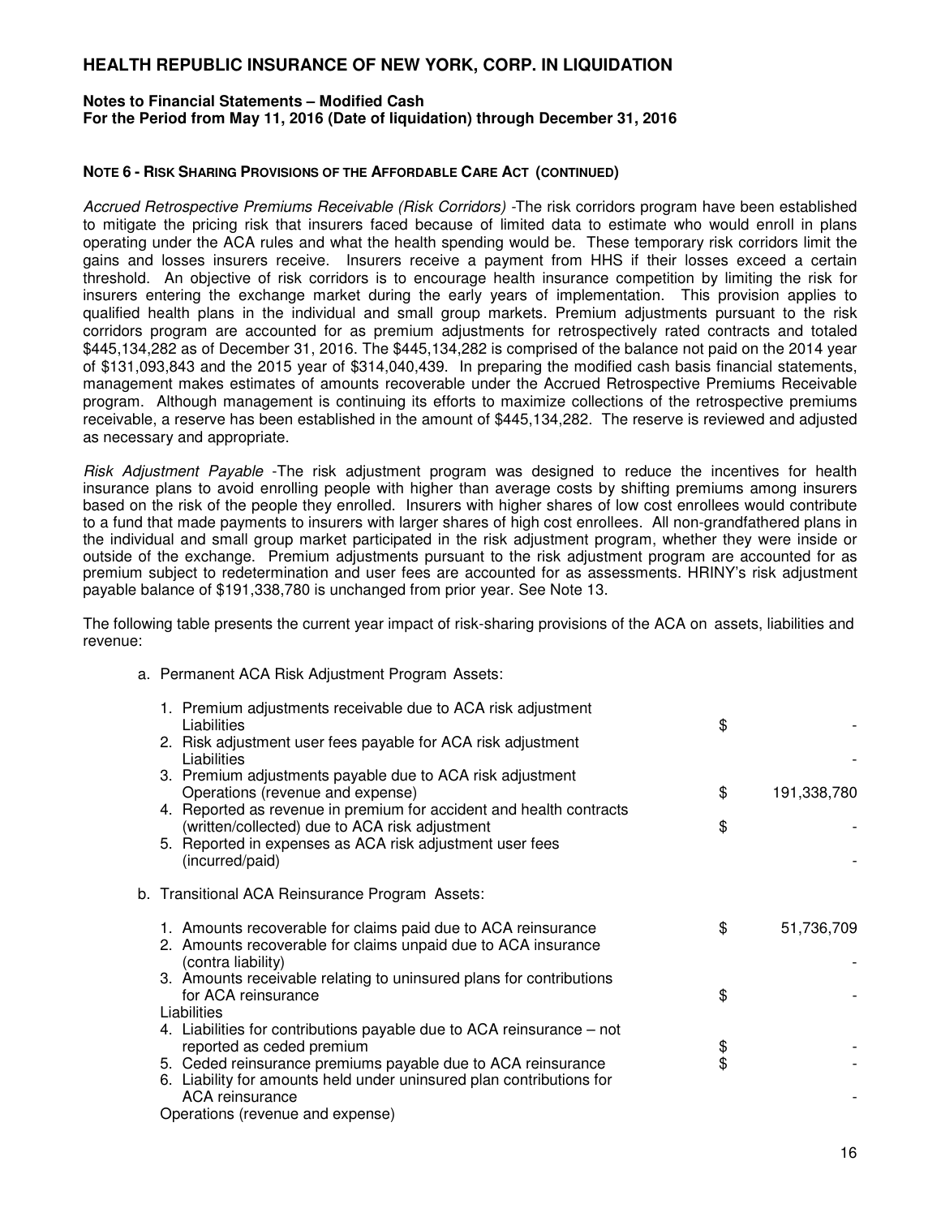# HEALTH REPUBLIC INSURANCE OF NEW YORK, CORP. IN LIQUIDATION

**Notes to Financial Statements – Modified Cash**
**For the Period from May 11, 2016 (Date of liquidation) through December 31, 2016**

**NOTE 6 - RISK SHARING PROVISIONS OF THE AFFORDABLE CARE ACT (CONTINUED)**

*Accrued Retrospective Premiums Receivable (Risk Corridors)* -The risk corridors program have been established to mitigate the pricing risk that insurers faced because of limited data to estimate who would enroll in plans operating under the ACA rules and what the health spending would be. These temporary risk corridors limit the gains and losses insurers receive. Insurers receive a payment from HHS if their losses exceed a certain threshold. An objective of risk corridors is to encourage health insurance competition by limiting the risk for insurers entering the exchange market during the early years of implementation. This provision applies to qualified health plans in the individual and small group markets. Premium adjustments pursuant to the risk corridors program are accounted for as premium adjustments for retrospectively rated contracts and totaled $445,134,282 as of December 31, 2016. The $445,134,282 is comprised of the balance not paid on the 2014 year of $131,093,843 and the 2015 year of $314,040,439. In preparing the modified cash basis financial statements, management makes estimates of amounts recoverable under the Accrued Retrospective Premiums Receivable program. Although management is continuing its efforts to maximize collections of the retrospective premiums receivable, a reserve has been established in the amount of $445,134,282. The reserve is reviewed and adjusted as necessary and appropriate.

*Risk Adjustment Payable* -The risk adjustment program was designed to reduce the incentives for health insurance plans to avoid enrolling people with higher than average costs by shifting premiums among insurers based on the risk of the people they enrolled. Insurers with higher shares of low cost enrollees would contribute to a fund that made payments to insurers with larger shares of high cost enrollees. All non-grandfathered plans in the individual and small group market participated in the risk adjustment program, whether they were inside or outside of the exchange. Premium adjustments pursuant to the risk adjustment program are accounted for as premium subject to redetermination and user fees are accounted for as assessments. HRINY's risk adjustment payable balance of $191,338,780 is unchanged from prior year. See Note 13.

The following table presents the current year impact of risk-sharing provisions of the ACA on assets, liabilities and revenue:

| | | |
|---|---|---|
| a. Permanent ACA Risk Adjustment Program Assets: | | |
| 1. Premium adjustments receivable due to ACA risk adjustment | $ | - |
| Liabilities | | |
| 2. Risk adjustment user fees payable for ACA risk adjustment | | - |
| Liabilities | | |
| 3. Premium adjustments payable due to ACA risk adjustment | $ | 191,338,780 |
| Operations (revenue and expense) | | |
| 4. Reported as revenue in premium for accident and health contracts (written/collected) due to ACA risk adjustment | $ | - |
| 5. Reported in expenses as ACA risk adjustment user fees (incurred/paid) | | - |
| b. Transitional ACA Reinsurance Program Assets: | | |
| 1. Amounts recoverable for claims paid due to ACA reinsurance | $ | 51,736,709 |
| 2. Amounts recoverable for claims unpaid due to ACA insurance (contra liability) | | - |
| 3. Amounts receivable relating to uninsured plans for contributions for ACA reinsurance | $ | - |
| Liabilities | | |
| 4. Liabilities for contributions payable due to ACA reinsurance – not reported as ceded premium | $ | - |
| 5. Ceded reinsurance premiums payable due to ACA reinsurance | $ | - |
| 6. Liability for amounts held under uninsured plan contributions for ACA reinsurance | | - |
| Operations (revenue and expense) | | |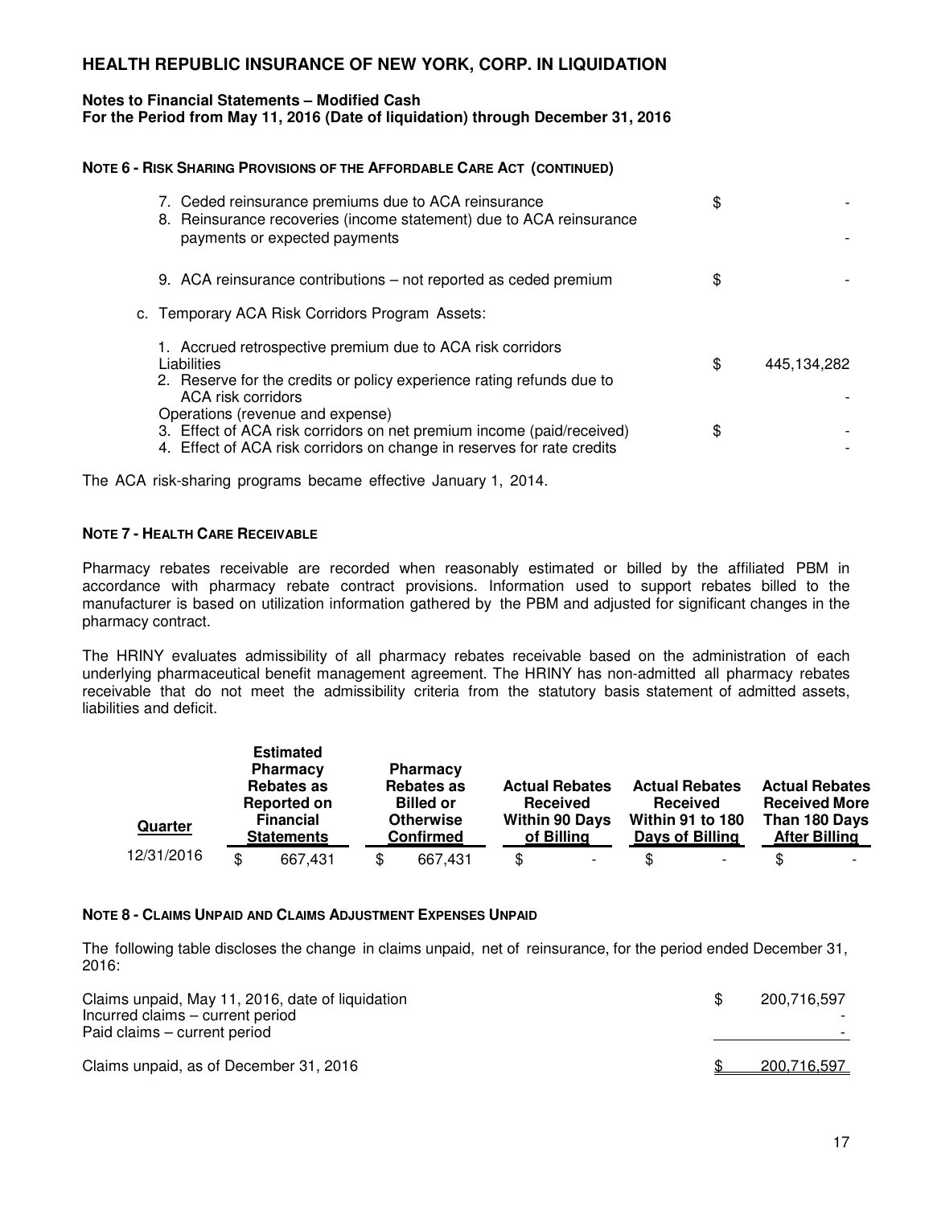## NOTE 6 - RISK SHARING PROVISIONS OF THE AFFORDABLE CARE ACT (CONTINUED)

| | | |
|---|---|---|
| 7. Ceded reinsurance premiums due to ACA reinsurance | $ | - |
| 8. Reinsurance recoveries (income statement) due to ACA reinsurance payments or expected payments | | - |
| 9. ACA reinsurance contributions – not reported as ceded premium | $ | - |

c. Temporary ACA Risk Corridors Program Assets:

| | | |
|---|---|---|
| 1. Accrued retrospective premium due to ACA risk corridors | | |
| Liabilities | $ | 445,134,282 |
| 2. Reserve for the credits or policy experience rating refunds due to ACA risk corridors | | - |
| Operations (revenue and expense) | | |
| 3. Effect of ACA risk corridors on net premium income (paid/received) | $ | - |
| 4. Effect of ACA risk corridors on change in reserves for rate credits | | - |

The ACA risk-sharing programs became effective January 1, 2014.

## NOTE 7 - HEALTH CARE RECEIVABLE

Pharmacy rebates receivable are recorded when reasonably estimated or billed by the affiliated PBM in accordance with pharmacy rebate contract provisions. Information used to support rebates billed to the manufacturer is based on utilization information gathered by the PBM and adjusted for significant changes in the pharmacy contract.

The HRINY evaluates admissibility of all pharmacy rebates receivable based on the administration of each underlying pharmaceutical benefit management agreement. The HRINY has non-admitted all pharmacy rebates receivable that do not meet the admissibility criteria from the statutory basis statement of admitted assets, liabilities and deficit.

| Quarter | Estimated Pharmacy Rebates as Reported on Financial Statements | Pharmacy Rebates as Billed or Otherwise Confirmed | Actual Rebates Received Within 90 Days of Billing | Actual Rebates Received Within 91 to 180 Days of Billing | Actual Rebates Received More Than 180 Days After Billing |
|---|---|---|---|---|---|
| 12/31/2016 | $ 667,431 | $ 667,431 | $ - | $ - | $ - |

## NOTE 8 - CLAIMS UNPAID AND CLAIMS ADJUSTMENT EXPENSES UNPAID

The following table discloses the change in claims unpaid, net of reinsurance, for the period ended December 31, 2016:

| | | |
|---|---|---|
| Claims unpaid, May 11, 2016, date of liquidation | $ | 200,716,597 |
| Incurred claims – current period | | - |
| Paid claims – current period | | - |
| Claims unpaid, as of December 31, 2016 | $ | 200,716,597 |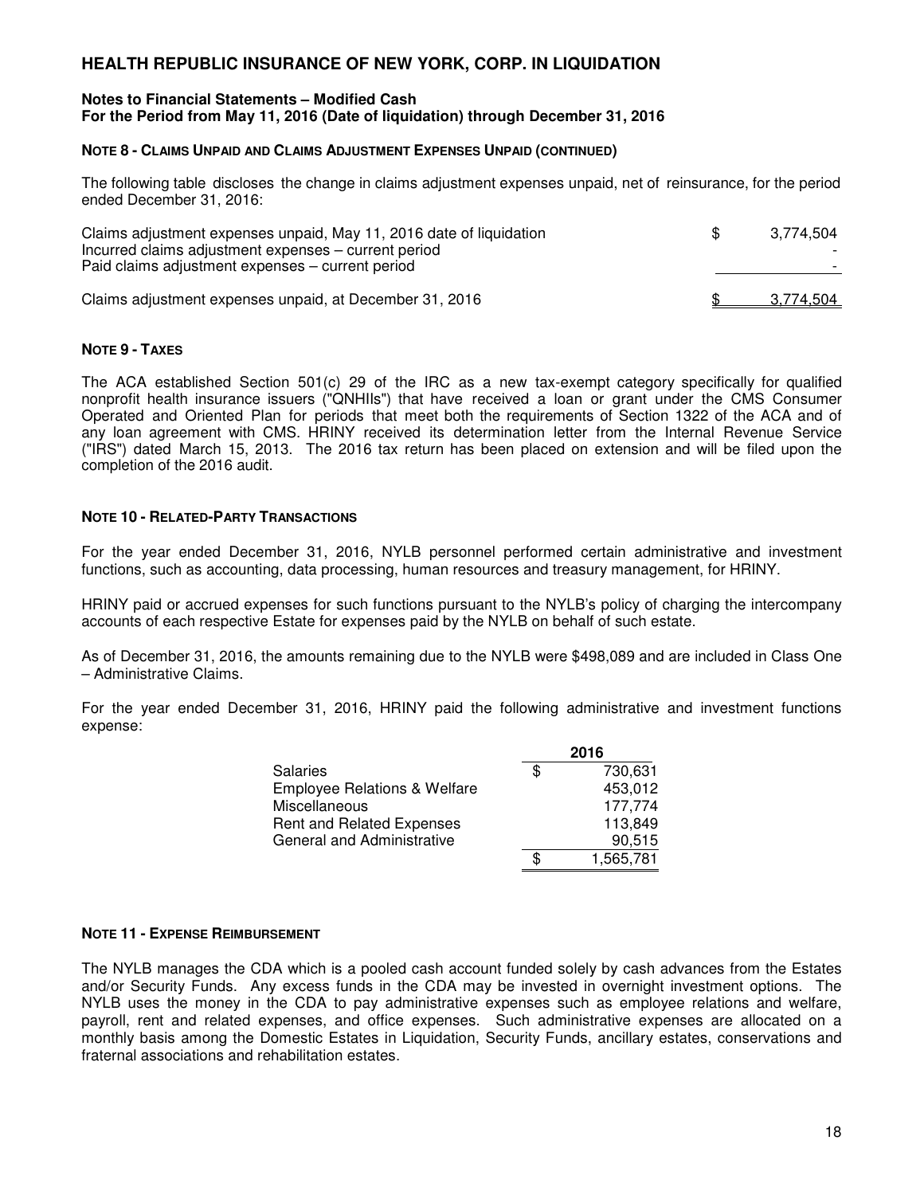# HEALTH REPUBLIC INSURANCE OF NEW YORK, CORP. IN LIQUIDATION

**Notes to Financial Statements – Modified Cash**
**For the Period from May 11, 2016 (Date of liquidation) through December 31, 2016**

**NOTE 8 - CLAIMS UNPAID AND CLAIMS ADJUSTMENT EXPENSES UNPAID (CONTINUED)**

The following table discloses the change in claims adjustment expenses unpaid, net of reinsurance, for the period ended December 31, 2016:

| | | |
|---|---|---|
| Claims adjustment expenses unpaid, May 11, 2016 date of liquidation | $ | 3,774,504 |
| Incurred claims adjustment expenses – current period | | - |
| Paid claims adjustment expenses – current period | | - |
| Claims adjustment expenses unpaid, at December 31, 2016 | $ | 3,774,504 |

**NOTE 9 - TAXES**

The ACA established Section 501(c) 29 of the IRC as a new tax-exempt category specifically for qualified nonprofit health insurance issuers ("QNHIIs") that have received a loan or grant under the CMS Consumer Operated and Oriented Plan for periods that meet both the requirements of Section 1322 of the ACA and of any loan agreement with CMS. HRINY received its determination letter from the Internal Revenue Service ("IRS") dated March 15, 2013. The 2016 tax return has been placed on extension and will be filed upon the completion of the 2016 audit.

**NOTE 10 - RELATED-PARTY TRANSACTIONS**

For the year ended December 31, 2016, NYLB personnel performed certain administrative and investment functions, such as accounting, data processing, human resources and treasury management, for HRINY.

HRINY paid or accrued expenses for such functions pursuant to the NYLB's policy of charging the intercompany accounts of each respective Estate for expenses paid by the NYLB on behalf of such estate.

As of December 31, 2016, the amounts remaining due to the NYLB were $498,089 and are included in Class One – Administrative Claims.

For the year ended December 31, 2016, HRINY paid the following administrative and investment functions expense:

| | | 2016 |
|---|---|---|
| Salaries | $ | 730,631 |
| Employee Relations & Welfare | | 453,012 |
| Miscellaneous | | 177,774 |
| Rent and Related Expenses | | 113,849 |
| General and Administrative | | 90,515 |
| | $ | 1,565,781 |

**NOTE 11 - EXPENSE REIMBURSEMENT**

The NYLB manages the CDA which is a pooled cash account funded solely by cash advances from the Estates and/or Security Funds. Any excess funds in the CDA may be invested in overnight investment options. The NYLB uses the money in the CDA to pay administrative expenses such as employee relations and welfare, payroll, rent and related expenses, and office expenses. Such administrative expenses are allocated on a monthly basis among the Domestic Estates in Liquidation, Security Funds, ancillary estates, conservations and fraternal associations and rehabilitation estates.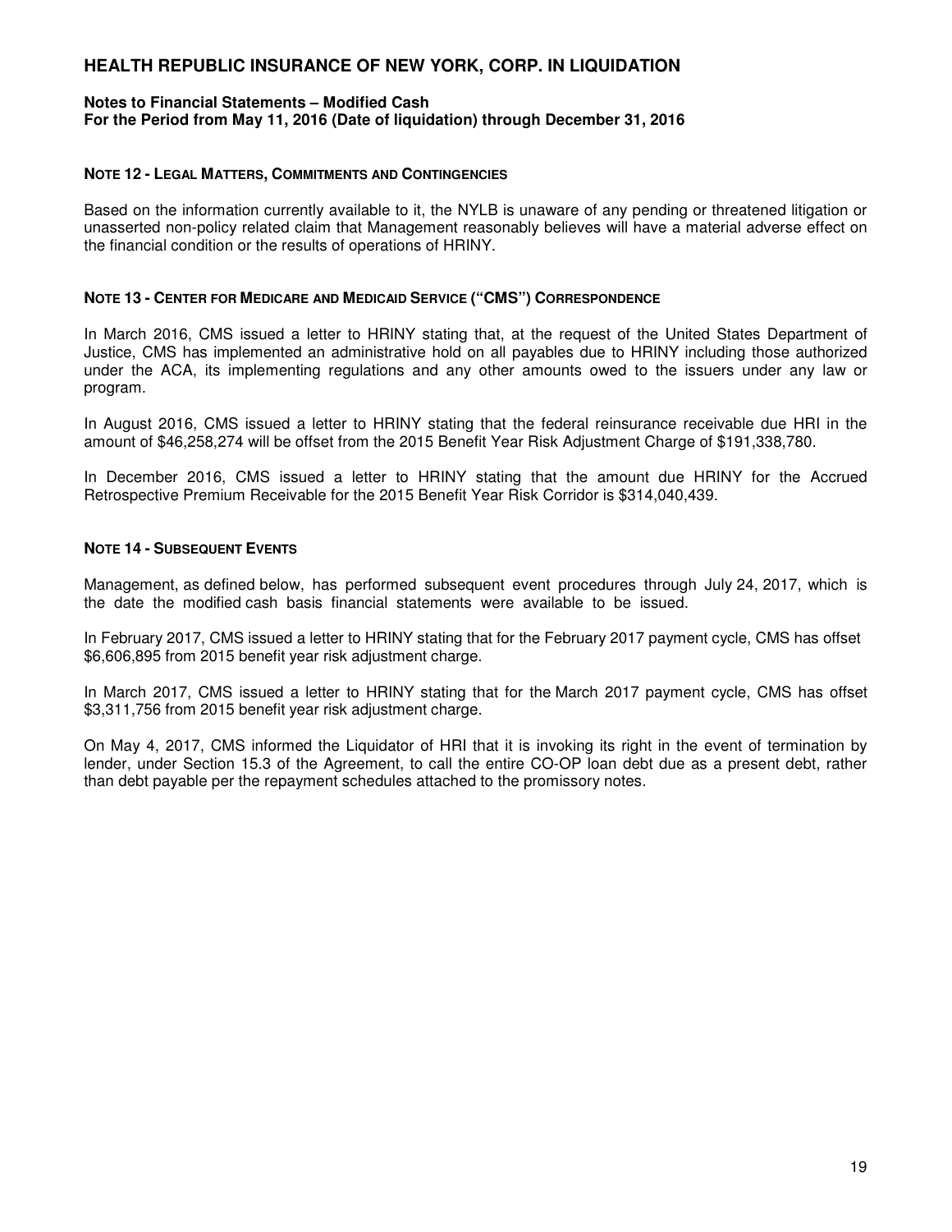# HEALTH REPUBLIC INSURANCE OF NEW YORK, CORP. IN LIQUIDATION

**Notes to Financial Statements – Modified Cash**
**For the Period from May 11, 2016 (Date of liquidation) through December 31, 2016**

## NOTE 12 - LEGAL MATTERS, COMMITMENTS AND CONTINGENCIES

Based on the information currently available to it, the NYLB is unaware of any pending or threatened litigation or unasserted non-policy related claim that Management reasonably believes will have a material adverse effect on the financial condition or the results of operations of HRINY.

## NOTE 13 - CENTER FOR MEDICARE AND MEDICAID SERVICE ("CMS") CORRESPONDENCE

In March 2016, CMS issued a letter to HRINY stating that, at the request of the United States Department of Justice, CMS has implemented an administrative hold on all payables due to HRINY including those authorized under the ACA, its implementing regulations and any other amounts owed to the issuers under any law or program.

In August 2016, CMS issued a letter to HRINY stating that the federal reinsurance receivable due HRI in the amount of $46,258,274 will be offset from the 2015 Benefit Year Risk Adjustment Charge of $191,338,780.

In December 2016, CMS issued a letter to HRINY stating that the amount due HRINY for the Accrued Retrospective Premium Receivable for the 2015 Benefit Year Risk Corridor is $314,040,439.

## NOTE 14 - SUBSEQUENT EVENTS

Management, as defined below, has performed subsequent event procedures through July 24, 2017, which is the date the modified cash basis financial statements were available to be issued.

In February 2017, CMS issued a letter to HRINY stating that for the February 2017 payment cycle, CMS has offset $6,606,895 from 2015 benefit year risk adjustment charge.

In March 2017, CMS issued a letter to HRINY stating that for the March 2017 payment cycle, CMS has offset $3,311,756 from 2015 benefit year risk adjustment charge.

On May 4, 2017, CMS informed the Liquidator of HRI that it is invoking its right in the event of termination by lender, under Section 15.3 of the Agreement, to call the entire CO-OP loan debt due as a present debt, rather than debt payable per the repayment schedules attached to the promissory notes.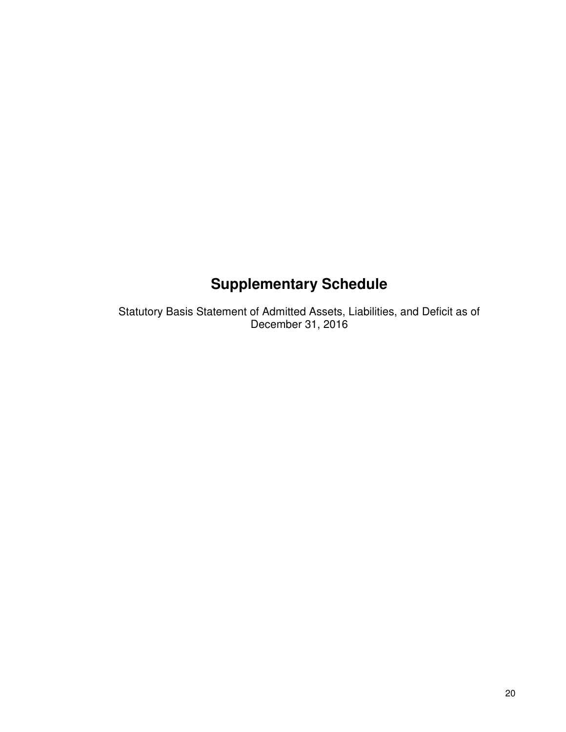# Supplementary Schedule

Statutory Basis Statement of Admitted Assets, Liabilities, and Deficit as of December 31, 2016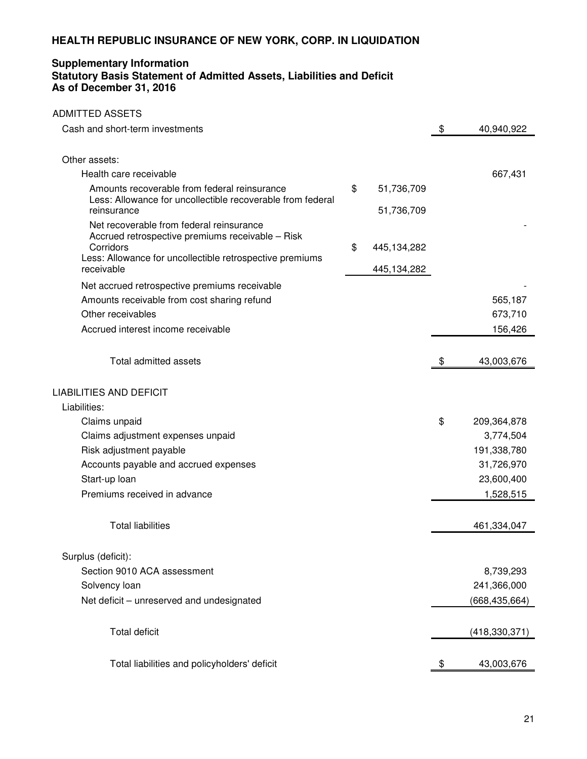# HEALTH REPUBLIC INSURANCE OF NEW YORK, CORP. IN LIQUIDATION

## Supplementary Information
## Statutory Basis Statement of Admitted Assets, Liabilities and Deficit
## As of December 31, 2016

| | | |
|---|---|---|
| **ADMITTED ASSETS** | | |
| Cash and short-term investments | | $ 40,940,922 |
| | | |
| Other assets: | | |
| Health care receivable | | 667,431 |
| Amounts recoverable from federal reinsurance | $ 51,736,709 | |
| Less: Allowance for uncollectible recoverable from federal reinsurance | 51,736,709 | |
| Net recoverable from federal reinsurance | | - |
| Accrued retrospective premiums receivable – Risk Corridors | $ 445,134,282 | |
| Less: Allowance for uncollectible retrospective premiums receivable | 445,134,282 | |
| Net accrued retrospective premiums receivable | | - |
| Amounts receivable from cost sharing refund | | 565,187 |
| Other receivables | | 673,710 |
| Accrued interest income receivable | | 156,426 |
| | | |
| Total admitted assets | | $ 43,003,676 |
| | | |
| **LIABILITIES AND DEFICIT** | | |
| Liabilities: | | |
| Claims unpaid | | $ 209,364,878 |
| Claims adjustment expenses unpaid | | 3,774,504 |
| Risk adjustment payable | | 191,338,780 |
| Accounts payable and accrued expenses | | 31,726,970 |
| Start-up loan | | 23,600,400 |
| Premiums received in advance | | 1,528,515 |
| | | |
| Total liabilities | | 461,334,047 |
| | | |
| Surplus (deficit): | | |
| Section 9010 ACA assessment | | 8,739,293 |
| Solvency loan | | 241,366,000 |
| Net deficit – unreserved and undesignated | | (668,435,664) |
| | | |
| Total deficit | | (418,330,371) |
| | | |
| Total liabilities and policyholders' deficit | | $ 43,003,676 |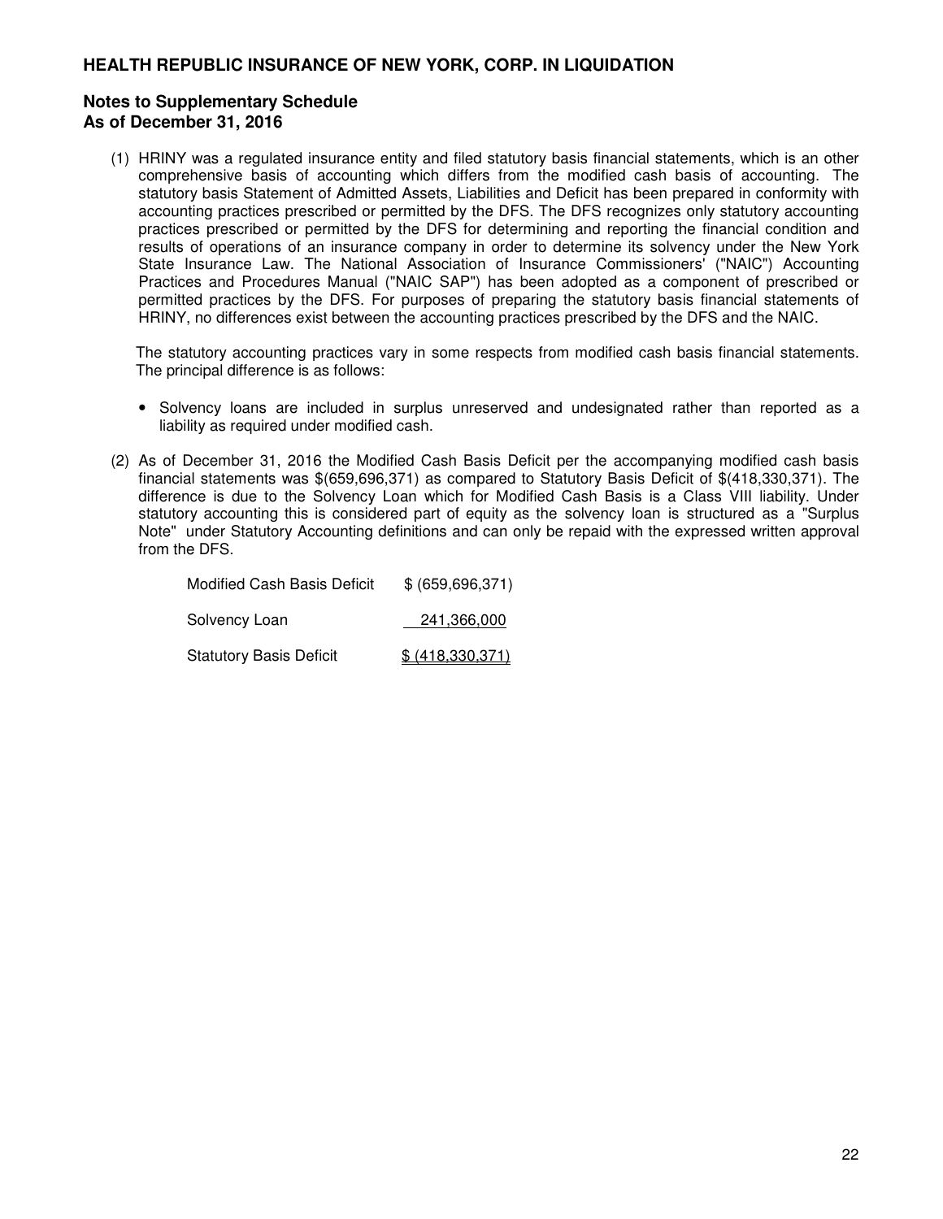## HEALTH REPUBLIC INSURANCE OF NEW YORK, CORP. IN LIQUIDATION

### Notes to Supplementary Schedule
### As of December 31, 2016

(1) HRINY was a regulated insurance entity and filed statutory basis financial statements, which is an other comprehensive basis of accounting which differs from the modified cash basis of accounting. The statutory basis Statement of Admitted Assets, Liabilities and Deficit has been prepared in conformity with accounting practices prescribed or permitted by the DFS. The DFS recognizes only statutory accounting practices prescribed or permitted by the DFS for determining and reporting the financial condition and results of operations of an insurance company in order to determine its solvency under the New York State Insurance Law. The National Association of Insurance Commissioners' ("NAIC") Accounting Practices and Procedures Manual ("NAIC SAP") has been adopted as a component of prescribed or permitted practices by the DFS. For purposes of preparing the statutory basis financial statements of HRINY, no differences exist between the accounting practices prescribed by the DFS and the NAIC.

The statutory accounting practices vary in some respects from modified cash basis financial statements. The principal difference is as follows:

- Solvency loans are included in surplus unreserved and undesignated rather than reported as a liability as required under modified cash.

(2) As of December 31, 2016 the Modified Cash Basis Deficit per the accompanying modified cash basis financial statements was $(659,696,371) as compared to Statutory Basis Deficit of $(418,330,371). The difference is due to the Solvency Loan which for Modified Cash Basis is a Class VIII liability. Under statutory accounting this is considered part of equity as the solvency loan is structured as a "Surplus Note" under Statutory Accounting definitions and can only be repaid with the expressed written approval from the DFS.

| | |
|---|---|
| Modified Cash Basis Deficit | $ (659,696,371) |
| Solvency Loan | 241,366,000 |
| Statutory Basis Deficit | $ (418,330,371) |